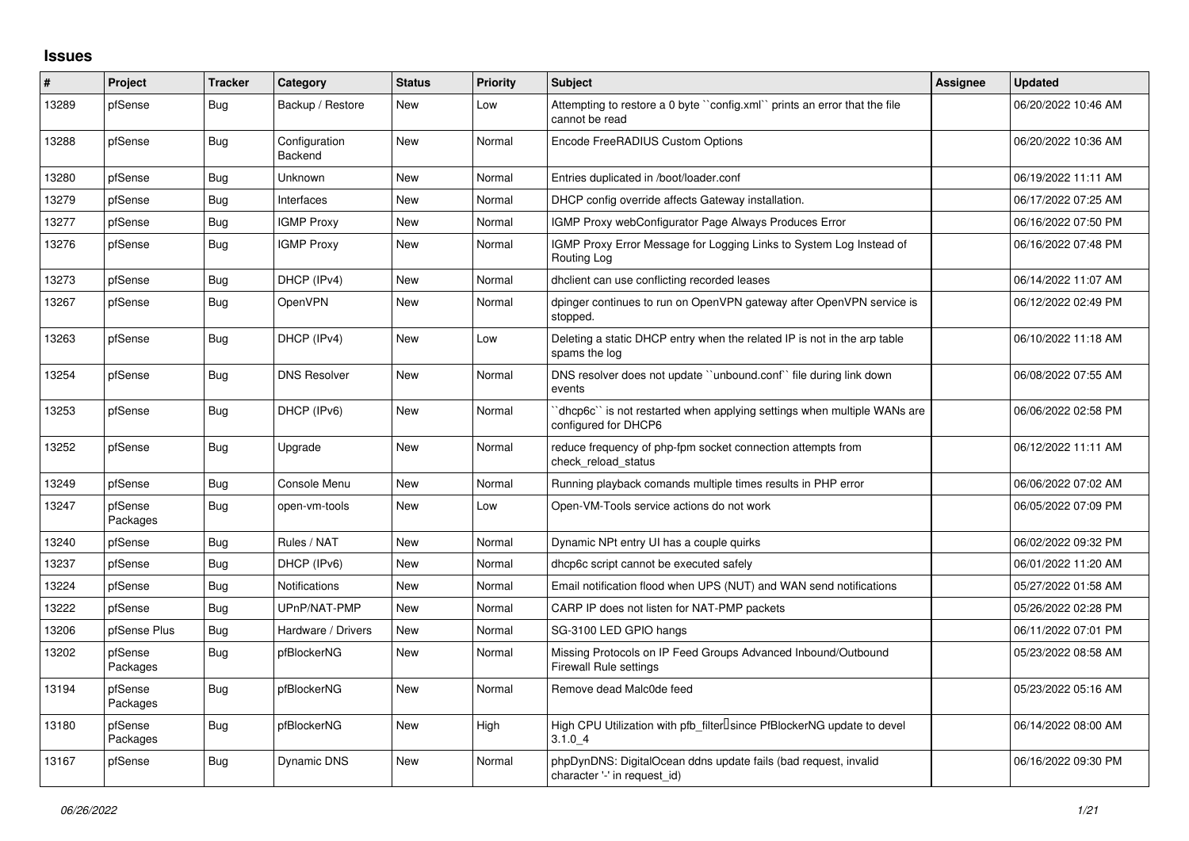## Issues

| # | Project | Tracker | Category | Status | Priority | Subject | Assignee | Updated |
|---|---|---|---|---|---|---|---|---|
| 13289 | pfSense | Bug | Backup / Restore | New | Low | Attempting to restore a 0 byte ``config.xml`` prints an error that the file cannot be read | | 06/20/2022 10:46 AM |
| 13288 | pfSense | Bug | Configuration Backend | New | Normal | Encode FreeRADIUS Custom Options | | 06/20/2022 10:36 AM |
| 13280 | pfSense | Bug | Unknown | New | Normal | Entries duplicated in /boot/loader.conf | | 06/19/2022 11:11 AM |
| 13279 | pfSense | Bug | Interfaces | New | Normal | DHCP config override affects Gateway installation. | | 06/17/2022 07:25 AM |
| 13277 | pfSense | Bug | IGMP Proxy | New | Normal | IGMP Proxy webConfigurator Page Always Produces Error | | 06/16/2022 07:50 PM |
| 13276 | pfSense | Bug | IGMP Proxy | New | Normal | IGMP Proxy Error Message for Logging Links to System Log Instead of Routing Log | | 06/16/2022 07:48 PM |
| 13273 | pfSense | Bug | DHCP (IPv4) | New | Normal | dhclient can use conflicting recorded leases | | 06/14/2022 11:07 AM |
| 13267 | pfSense | Bug | OpenVPN | New | Normal | dpinger continues to run on OpenVPN gateway after OpenVPN service is stopped. | | 06/12/2022 02:49 PM |
| 13263 | pfSense | Bug | DHCP (IPv4) | New | Low | Deleting a static DHCP entry when the related IP is not in the arp table spams the log | | 06/10/2022 11:18 AM |
| 13254 | pfSense | Bug | DNS Resolver | New | Normal | DNS resolver does not update ``unbound.conf`` file during link down events | | 06/08/2022 07:55 AM |
| 13253 | pfSense | Bug | DHCP (IPv6) | New | Normal | ``dhcp6c`` is not restarted when applying settings when multiple WANs are configured for DHCP6 | | 06/06/2022 02:58 PM |
| 13252 | pfSense | Bug | Upgrade | New | Normal | reduce frequency of php-fpm socket connection attempts from check_reload_status | | 06/12/2022 11:11 AM |
| 13249 | pfSense | Bug | Console Menu | New | Normal | Running playback comands multiple times results in PHP error | | 06/06/2022 07:02 AM |
| 13247 | pfSense Packages | Bug | open-vm-tools | New | Low | Open-VM-Tools service actions do not work | | 06/05/2022 07:09 PM |
| 13240 | pfSense | Bug | Rules / NAT | New | Normal | Dynamic NPt entry UI has a couple quirks | | 06/02/2022 09:32 PM |
| 13237 | pfSense | Bug | DHCP (IPv6) | New | Normal | dhcp6c script cannot be executed safely | | 06/01/2022 11:20 AM |
| 13224 | pfSense | Bug | Notifications | New | Normal | Email notification flood when UPS (NUT) and WAN send notifications | | 05/27/2022 01:58 AM |
| 13222 | pfSense | Bug | UPnP/NAT-PMP | New | Normal | CARP IP does not listen for NAT-PMP packets | | 05/26/2022 02:28 PM |
| 13206 | pfSense Plus | Bug | Hardware / Drivers | New | Normal | SG-3100 LED GPIO hangs | | 06/11/2022 07:01 PM |
| 13202 | pfSense Packages | Bug | pfBlockerNG | New | Normal | Missing Protocols on IP Feed Groups Advanced Inbound/Outbound Firewall Rule settings | | 05/23/2022 08:58 AM |
| 13194 | pfSense Packages | Bug | pfBlockerNG | New | Normal | Remove dead Malc0de feed | | 05/23/2022 05:16 AM |
| 13180 | pfSense Packages | Bug | pfBlockerNG | New | High | High CPU Utilization with pfb_filter since PfBlockerNG update to devel 3.1.0_4 | | 06/14/2022 08:00 AM |
| 13167 | pfSense | Bug | Dynamic DNS | New | Normal | phpDynDNS: DigitalOcean ddns update fails (bad request, invalid character '-' in request_id) | | 06/16/2022 09:30 PM |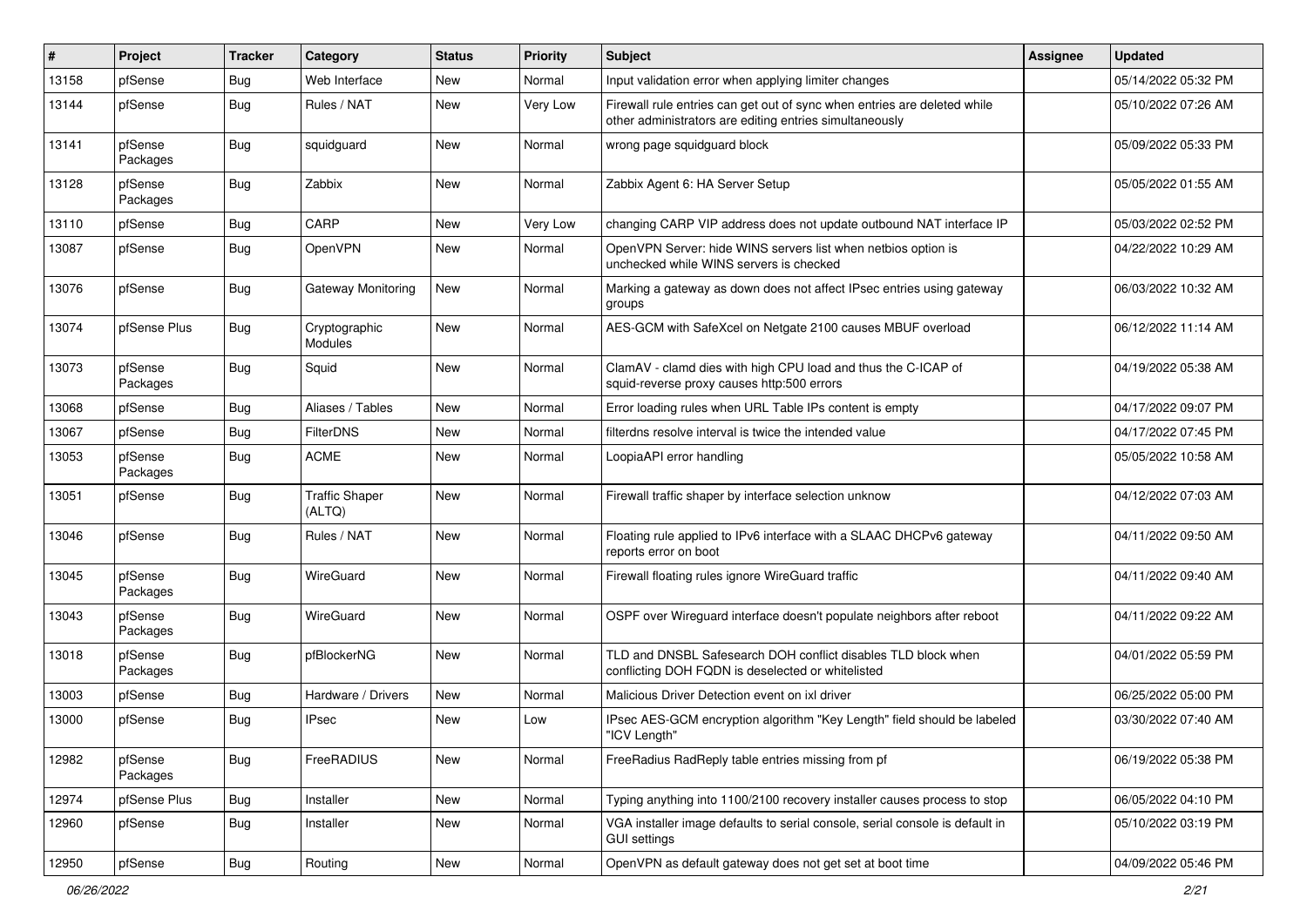| # | Project | Tracker | Category | Status | Priority | Subject | Assignee | Updated |
|---|---|---|---|---|---|---|---|---|
| 13158 | pfSense | Bug | Web Interface | New | Normal | Input validation error when applying limiter changes | | 05/14/2022 05:32 PM |
| 13144 | pfSense | Bug | Rules / NAT | New | Very Low | Firewall rule entries can get out of sync when entries are deleted while other administrators are editing entries simultaneously | | 05/10/2022 07:26 AM |
| 13141 | pfSense Packages | Bug | squidguard | New | Normal | wrong page squidguard block | | 05/09/2022 05:33 PM |
| 13128 | pfSense Packages | Bug | Zabbix | New | Normal | Zabbix Agent 6: HA Server Setup | | 05/05/2022 01:55 AM |
| 13110 | pfSense | Bug | CARP | New | Very Low | changing CARP VIP address does not update outbound NAT interface IP | | 05/03/2022 02:52 PM |
| 13087 | pfSense | Bug | OpenVPN | New | Normal | OpenVPN Server: hide WINS servers list when netbios option is unchecked while WINS servers is checked | | 04/22/2022 10:29 AM |
| 13076 | pfSense | Bug | Gateway Monitoring | New | Normal | Marking a gateway as down does not affect IPsec entries using gateway groups | | 06/03/2022 10:32 AM |
| 13074 | pfSense Plus | Bug | Cryptographic Modules | New | Normal | AES-GCM with SafeXcel on Netgate 2100 causes MBUF overload | | 06/12/2022 11:14 AM |
| 13073 | pfSense Packages | Bug | Squid | New | Normal | ClamAV - clamd dies with high CPU load and thus the C-ICAP of squid-reverse proxy causes http:500 errors | | 04/19/2022 05:38 AM |
| 13068 | pfSense | Bug | Aliases / Tables | New | Normal | Error loading rules when URL Table IPs content is empty | | 04/17/2022 09:07 PM |
| 13067 | pfSense | Bug | FilterDNS | New | Normal | filterdns resolve interval is twice the intended value | | 04/17/2022 07:45 PM |
| 13053 | pfSense Packages | Bug | ACME | New | Normal | LoopiaAPI error handling | | 05/05/2022 10:58 AM |
| 13051 | pfSense | Bug | Traffic Shaper (ALTQ) | New | Normal | Firewall traffic shaper by interface selection unknow | | 04/12/2022 07:03 AM |
| 13046 | pfSense | Bug | Rules / NAT | New | Normal | Floating rule applied to IPv6 interface with a SLAAC DHCPv6 gateway reports error on boot | | 04/11/2022 09:50 AM |
| 13045 | pfSense Packages | Bug | WireGuard | New | Normal | Firewall floating rules ignore WireGuard traffic | | 04/11/2022 09:40 AM |
| 13043 | pfSense Packages | Bug | WireGuard | New | Normal | OSPF over Wireguard interface doesn't populate neighbors after reboot | | 04/11/2022 09:22 AM |
| 13018 | pfSense Packages | Bug | pfBlockerNG | New | Normal | TLD and DNSBL Safesearch DOH conflict disables TLD block when conflicting DOH FQDN is deselected or whitelisted | | 04/01/2022 05:59 PM |
| 13003 | pfSense | Bug | Hardware / Drivers | New | Normal | Malicious Driver Detection event on ixl driver | | 06/25/2022 05:00 PM |
| 13000 | pfSense | Bug | IPsec | New | Low | IPsec AES-GCM encryption algorithm "Key Length" field should be labeled "ICV Length" | | 03/30/2022 07:40 AM |
| 12982 | pfSense Packages | Bug | FreeRADIUS | New | Normal | FreeRadius RadReply table entries missing from pf | | 06/19/2022 05:38 PM |
| 12974 | pfSense Plus | Bug | Installer | New | Normal | Typing anything into 1100/2100 recovery installer causes process to stop | | 06/05/2022 04:10 PM |
| 12960 | pfSense | Bug | Installer | New | Normal | VGA installer image defaults to serial console, serial console is default in GUI settings | | 05/10/2022 03:19 PM |
| 12950 | pfSense | Bug | Routing | New | Normal | OpenVPN as default gateway does not get set at boot time | | 04/09/2022 05:46 PM |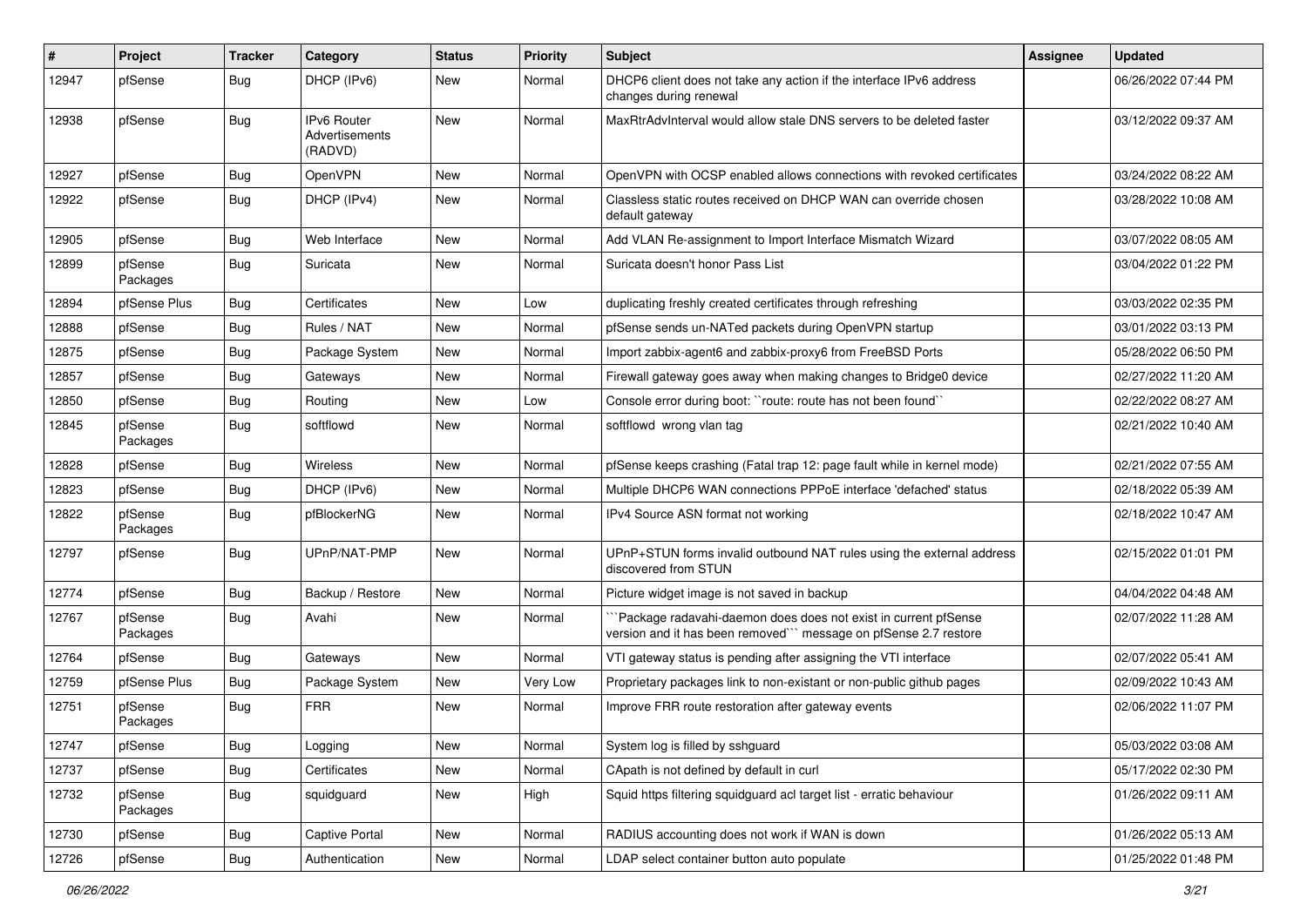| # | Project | Tracker | Category | Status | Priority | Subject | Assignee | Updated |
|---|---|---|---|---|---|---|---|---|
| 12947 | pfSense | Bug | DHCP (IPv6) | New | Normal | DHCP6 client does not take any action if the interface IPv6 address changes during renewal | | 06/26/2022 07:44 PM |
| 12938 | pfSense | Bug | IPv6 Router Advertisements (RADVD) | New | Normal | MaxRtrAdvInterval would allow stale DNS servers to be deleted faster | | 03/12/2022 09:37 AM |
| 12927 | pfSense | Bug | OpenVPN | New | Normal | OpenVPN with OCSP enabled allows connections with revoked certificates | | 03/24/2022 08:22 AM |
| 12922 | pfSense | Bug | DHCP (IPv4) | New | Normal | Classless static routes received on DHCP WAN can override chosen default gateway | | 03/28/2022 10:08 AM |
| 12905 | pfSense | Bug | Web Interface | New | Normal | Add VLAN Re-assignment to Import Interface Mismatch Wizard | | 03/07/2022 08:05 AM |
| 12899 | pfSense Packages | Bug | Suricata | New | Normal | Suricata doesn't honor Pass List | | 03/04/2022 01:22 PM |
| 12894 | pfSense Plus | Bug | Certificates | New | Low | duplicating freshly created certificates through refreshing | | 03/03/2022 02:35 PM |
| 12888 | pfSense | Bug | Rules / NAT | New | Normal | pfSense sends un-NATed packets during OpenVPN startup | | 03/01/2022 03:13 PM |
| 12875 | pfSense | Bug | Package System | New | Normal | Import zabbix-agent6 and zabbix-proxy6 from FreeBSD Ports | | 05/28/2022 06:50 PM |
| 12857 | pfSense | Bug | Gateways | New | Normal | Firewall gateway goes away when making changes to Bridge0 device | | 02/27/2022 11:20 AM |
| 12850 | pfSense | Bug | Routing | New | Low | Console error during boot: ``route: route has not been found`` | | 02/22/2022 08:27 AM |
| 12845 | pfSense Packages | Bug | softflowd | New | Normal | softflowd wrong vlan tag | | 02/21/2022 10:40 AM |
| 12828 | pfSense | Bug | Wireless | New | Normal | pfSense keeps crashing (Fatal trap 12: page fault while in kernel mode) | | 02/21/2022 07:55 AM |
| 12823 | pfSense | Bug | DHCP (IPv6) | New | Normal | Multiple DHCP6 WAN connections PPPoE interface 'defached' status | | 02/18/2022 05:39 AM |
| 12822 | pfSense Packages | Bug | pfBlockerNG | New | Normal | IPv4 Source ASN format not working | | 02/18/2022 10:47 AM |
| 12797 | pfSense | Bug | UPnP/NAT-PMP | New | Normal | UPnP+STUN forms invalid outbound NAT rules using the external address discovered from STUN | | 02/15/2022 01:01 PM |
| 12774 | pfSense | Bug | Backup / Restore | New | Normal | Picture widget image is not saved in backup | | 04/04/2022 04:48 AM |
| 12767 | pfSense Packages | Bug | Avahi | New | Normal | ```Package radavahi-daemon does does not exist in current pfSense version and it has been removed``` message on pfSense 2.7 restore | | 02/07/2022 11:28 AM |
| 12764 | pfSense | Bug | Gateways | New | Normal | VTI gateway status is pending after assigning the VTI interface | | 02/07/2022 05:41 AM |
| 12759 | pfSense Plus | Bug | Package System | New | Very Low | Proprietary packages link to non-existant or non-public github pages | | 02/09/2022 10:43 AM |
| 12751 | pfSense Packages | Bug | FRR | New | Normal | Improve FRR route restoration after gateway events | | 02/06/2022 11:07 PM |
| 12747 | pfSense | Bug | Logging | New | Normal | System log is filled by sshguard | | 05/03/2022 03:08 AM |
| 12737 | pfSense | Bug | Certificates | New | Normal | CApath is not defined by default in curl | | 05/17/2022 02:30 PM |
| 12732 | pfSense Packages | Bug | squidguard | New | High | Squid https filtering squidguard acl target list - erratic behaviour | | 01/26/2022 09:11 AM |
| 12730 | pfSense | Bug | Captive Portal | New | Normal | RADIUS accounting does not work if WAN is down | | 01/26/2022 05:13 AM |
| 12726 | pfSense | Bug | Authentication | New | Normal | LDAP select container button auto populate | | 01/25/2022 01:48 PM |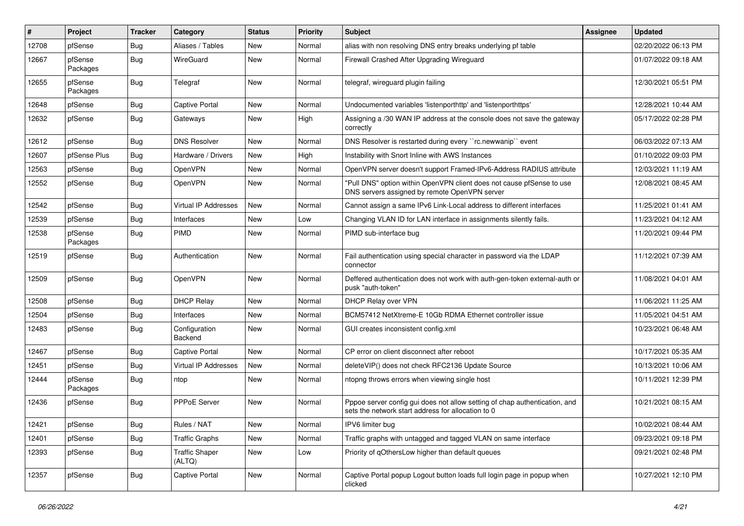| # | Project | Tracker | Category | Status | Priority | Subject | Assignee | Updated |
|---|---|---|---|---|---|---|---|---|
| 12708 | pfSense | Bug | Aliases / Tables | New | Normal | alias with non resolving DNS entry breaks underlying pf table | | 02/20/2022 06:13 PM |
| 12667 | pfSense Packages | Bug | WireGuard | New | Normal | Firewall Crashed After Upgrading Wireguard | | 01/07/2022 09:18 AM |
| 12655 | pfSense Packages | Bug | Telegraf | New | Normal | telegraf, wireguard plugin failing | | 12/30/2021 05:51 PM |
| 12648 | pfSense | Bug | Captive Portal | New | Normal | Undocumented variables 'listenporthttp' and 'listenporthttps' | | 12/28/2021 10:44 AM |
| 12632 | pfSense | Bug | Gateways | New | High | Assigning a /30 WAN IP address at the console does not save the gateway correctly | | 05/17/2022 02:28 PM |
| 12612 | pfSense | Bug | DNS Resolver | New | Normal | DNS Resolver is restarted during every ``rc.newwanip`` event | | 06/03/2022 07:13 AM |
| 12607 | pfSense Plus | Bug | Hardware / Drivers | New | High | Instability with Snort Inline with AWS Instances | | 01/10/2022 09:03 PM |
| 12563 | pfSense | Bug | OpenVPN | New | Normal | OpenVPN server doesn't support Framed-IPv6-Address RADIUS attribute | | 12/03/2021 11:19 AM |
| 12552 | pfSense | Bug | OpenVPN | New | Normal | "Pull DNS" option within OpenVPN client does not cause pfSense to use DNS servers assigned by remote OpenVPN server | | 12/08/2021 08:45 AM |
| 12542 | pfSense | Bug | Virtual IP Addresses | New | Normal | Cannot assign a same IPv6 Link-Local address to different interfaces | | 11/25/2021 01:41 AM |
| 12539 | pfSense | Bug | Interfaces | New | Low | Changing VLAN ID for LAN interface in assignments silently fails. | | 11/23/2021 04:12 AM |
| 12538 | pfSense Packages | Bug | PIMD | New | Normal | PIMD sub-interface bug | | 11/20/2021 09:44 PM |
| 12519 | pfSense | Bug | Authentication | New | Normal | Fail authentication using special character in password via the LDAP connector | | 11/12/2021 07:39 AM |
| 12509 | pfSense | Bug | OpenVPN | New | Normal | Deffered authentication does not work with auth-gen-token external-auth or pusk "auth-token" | | 11/08/2021 04:01 AM |
| 12508 | pfSense | Bug | DHCP Relay | New | Normal | DHCP Relay over VPN | | 11/06/2021 11:25 AM |
| 12504 | pfSense | Bug | Interfaces | New | Normal | BCM57412 NetXtreme-E 10Gb RDMA Ethernet controller issue | | 11/05/2021 04:51 AM |
| 12483 | pfSense | Bug | Configuration Backend | New | Normal | GUI creates inconsistent config.xml | | 10/23/2021 06:48 AM |
| 12467 | pfSense | Bug | Captive Portal | New | Normal | CP error on client disconnect after reboot | | 10/17/2021 05:35 AM |
| 12451 | pfSense | Bug | Virtual IP Addresses | New | Normal | deleteVIP() does not check RFC2136 Update Source | | 10/13/2021 10:06 AM |
| 12444 | pfSense Packages | Bug | ntop | New | Normal | ntopng throws errors when viewing single host | | 10/11/2021 12:39 PM |
| 12436 | pfSense | Bug | PPPoE Server | New | Normal | Pppoe server config gui does not allow setting of chap authentication, and sets the network start address for allocation to 0 | | 10/21/2021 08:15 AM |
| 12421 | pfSense | Bug | Rules / NAT | New | Normal | IPV6 limiter bug | | 10/02/2021 08:44 AM |
| 12401 | pfSense | Bug | Traffic Graphs | New | Normal | Traffic graphs with untagged and tagged VLAN on same interface | | 09/23/2021 09:18 PM |
| 12393 | pfSense | Bug | Traffic Shaper (ALTQ) | New | Low | Priority of qOthersLow higher than default queues | | 09/21/2021 02:48 PM |
| 12357 | pfSense | Bug | Captive Portal | New | Normal | Captive Portal popup Logout button loads full login page in popup when clicked | | 10/27/2021 12:10 PM |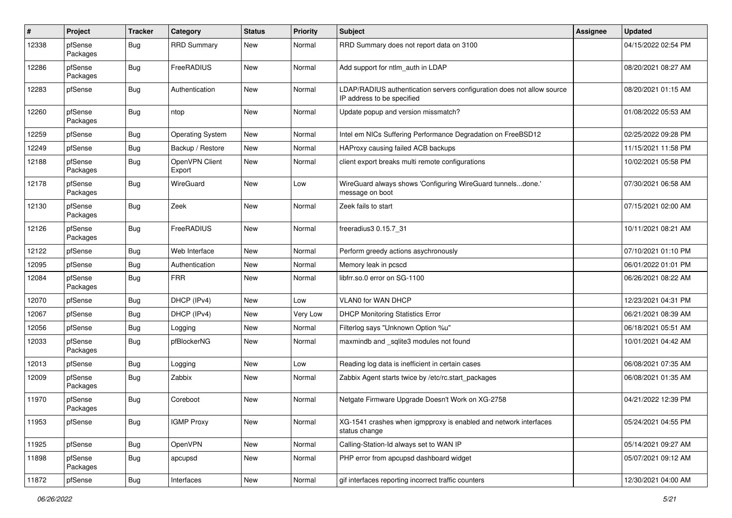| # | Project | Tracker | Category | Status | Priority | Subject | Assignee | Updated |
|---|---|---|---|---|---|---|---|---|
| 12338 | pfSense Packages | Bug | RRD Summary | New | Normal | RRD Summary does not report data on 3100 | | 04/15/2022 02:54 PM |
| 12286 | pfSense Packages | Bug | FreeRADIUS | New | Normal | Add support for ntlm_auth in LDAP | | 08/20/2021 08:27 AM |
| 12283 | pfSense | Bug | Authentication | New | Normal | LDAP/RADIUS authentication servers configuration does not allow source IP address to be specified | | 08/20/2021 01:15 AM |
| 12260 | pfSense Packages | Bug | ntop | New | Normal | Update popup and version missmatch? | | 01/08/2022 05:53 AM |
| 12259 | pfSense | Bug | Operating System | New | Normal | Intel em NICs Suffering Performance Degradation on FreeBSD12 | | 02/25/2022 09:28 PM |
| 12249 | pfSense | Bug | Backup / Restore | New | Normal | HAProxy causing failed ACB backups | | 11/15/2021 11:58 PM |
| 12188 | pfSense Packages | Bug | OpenVPN Client Export | New | Normal | client export breaks multi remote configurations | | 10/02/2021 05:58 PM |
| 12178 | pfSense Packages | Bug | WireGuard | New | Low | WireGuard always shows 'Configuring WireGuard tunnels...done.' message on boot | | 07/30/2021 06:58 AM |
| 12130 | pfSense Packages | Bug | Zeek | New | Normal | Zeek fails to start | | 07/15/2021 02:00 AM |
| 12126 | pfSense Packages | Bug | FreeRADIUS | New | Normal | freeradius3 0.15.7_31 | | 10/11/2021 08:21 AM |
| 12122 | pfSense | Bug | Web Interface | New | Normal | Perform greedy actions asychronously | | 07/10/2021 01:10 PM |
| 12095 | pfSense | Bug | Authentication | New | Normal | Memory leak in pcscd | | 06/01/2022 01:01 PM |
| 12084 | pfSense Packages | Bug | FRR | New | Normal | libfrr.so.0 error on SG-1100 | | 06/26/2021 08:22 AM |
| 12070 | pfSense | Bug | DHCP (IPv4) | New | Low | VLAN0 for WAN DHCP | | 12/23/2021 04:31 PM |
| 12067 | pfSense | Bug | DHCP (IPv4) | New | Very Low | DHCP Monitoring Statistics Error | | 06/21/2021 08:39 AM |
| 12056 | pfSense | Bug | Logging | New | Normal | Filterlog says "Unknown Option %u" | | 06/18/2021 05:51 AM |
| 12033 | pfSense Packages | Bug | pfBlockerNG | New | Normal | maxmindb and _sqlite3 modules not found | | 10/01/2021 04:42 AM |
| 12013 | pfSense | Bug | Logging | New | Low | Reading log data is inefficient in certain cases | | 06/08/2021 07:35 AM |
| 12009 | pfSense Packages | Bug | Zabbix | New | Normal | Zabbix Agent starts twice by /etc/rc.start_packages | | 06/08/2021 01:35 AM |
| 11970 | pfSense Packages | Bug | Coreboot | New | Normal | Netgate Firmware Upgrade Doesn't Work on XG-2758 | | 04/21/2022 12:39 PM |
| 11953 | pfSense | Bug | IGMP Proxy | New | Normal | XG-1541 crashes when igmpproxy is enabled and network interfaces status change | | 05/24/2021 04:55 PM |
| 11925 | pfSense | Bug | OpenVPN | New | Normal | Calling-Station-Id always set to WAN IP | | 05/14/2021 09:27 AM |
| 11898 | pfSense Packages | Bug | apcupsd | New | Normal | PHP error from apcupsd dashboard widget | | 05/07/2021 09:12 AM |
| 11872 | pfSense | Bug | Interfaces | New | Normal | gif interfaces reporting incorrect traffic counters | | 12/30/2021 04:00 AM |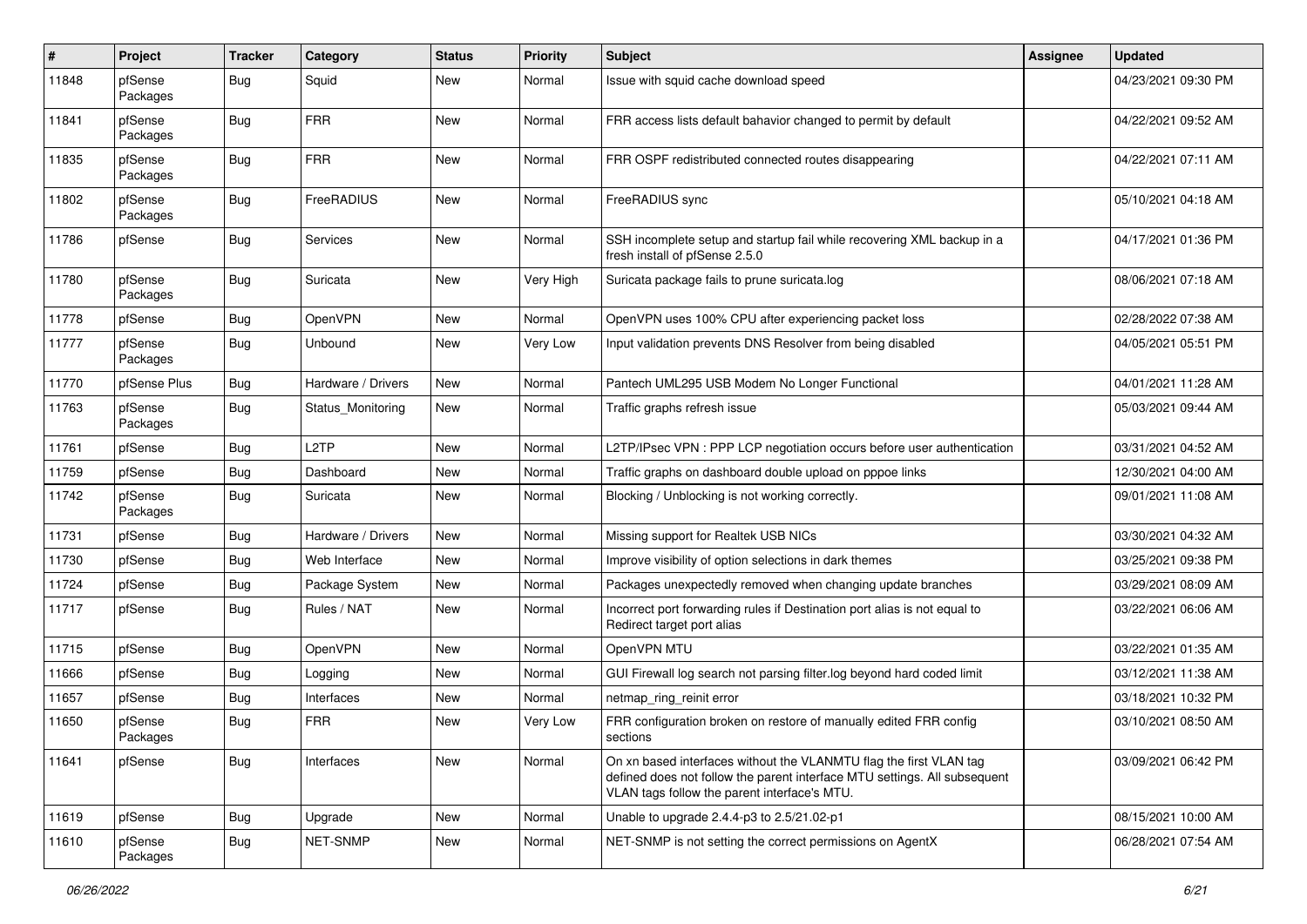| # | Project | Tracker | Category | Status | Priority | Subject | Assignee | Updated |
|---|---|---|---|---|---|---|---|---|
| 11848 | pfSense Packages | Bug | Squid | New | Normal | Issue with squid cache download speed | | 04/23/2021 09:30 PM |
| 11841 | pfSense Packages | Bug | FRR | New | Normal | FRR access lists default bahavior changed to permit by default | | 04/22/2021 09:52 AM |
| 11835 | pfSense Packages | Bug | FRR | New | Normal | FRR OSPF redistributed connected routes disappearing | | 04/22/2021 07:11 AM |
| 11802 | pfSense Packages | Bug | FreeRADIUS | New | Normal | FreeRADIUS sync | | 05/10/2021 04:18 AM |
| 11786 | pfSense | Bug | Services | New | Normal | SSH incomplete setup and startup fail while recovering XML backup in a fresh install of pfSense 2.5.0 | | 04/17/2021 01:36 PM |
| 11780 | pfSense Packages | Bug | Suricata | New | Very High | Suricata package fails to prune suricata.log | | 08/06/2021 07:18 AM |
| 11778 | pfSense | Bug | OpenVPN | New | Normal | OpenVPN uses 100% CPU after experiencing packet loss | | 02/28/2022 07:38 AM |
| 11777 | pfSense Packages | Bug | Unbound | New | Very Low | Input validation prevents DNS Resolver from being disabled | | 04/05/2021 05:51 PM |
| 11770 | pfSense Plus | Bug | Hardware / Drivers | New | Normal | Pantech UML295 USB Modem No Longer Functional | | 04/01/2021 11:28 AM |
| 11763 | pfSense Packages | Bug | Status_Monitoring | New | Normal | Traffic graphs refresh issue | | 05/03/2021 09:44 AM |
| 11761 | pfSense | Bug | L2TP | New | Normal | L2TP/IPsec VPN : PPP LCP negotiation occurs before user authentication | | 03/31/2021 04:52 AM |
| 11759 | pfSense | Bug | Dashboard | New | Normal | Traffic graphs on dashboard double upload on pppoe links | | 12/30/2021 04:00 AM |
| 11742 | pfSense Packages | Bug | Suricata | New | Normal | Blocking / Unblocking is not working correctly. | | 09/01/2021 11:08 AM |
| 11731 | pfSense | Bug | Hardware / Drivers | New | Normal | Missing support for Realtek USB NICs | | 03/30/2021 04:32 AM |
| 11730 | pfSense | Bug | Web Interface | New | Normal | Improve visibility of option selections in dark themes | | 03/25/2021 09:38 PM |
| 11724 | pfSense | Bug | Package System | New | Normal | Packages unexpectedly removed when changing update branches | | 03/29/2021 08:09 AM |
| 11717 | pfSense | Bug | Rules / NAT | New | Normal | Incorrect port forwarding rules if Destination port alias is not equal to Redirect target port alias | | 03/22/2021 06:06 AM |
| 11715 | pfSense | Bug | OpenVPN | New | Normal | OpenVPN MTU | | 03/22/2021 01:35 AM |
| 11666 | pfSense | Bug | Logging | New | Normal | GUI Firewall log search not parsing filter.log beyond hard coded limit | | 03/12/2021 11:38 AM |
| 11657 | pfSense | Bug | Interfaces | New | Normal | netmap_ring_reinit error | | 03/18/2021 10:32 PM |
| 11650 | pfSense Packages | Bug | FRR | New | Very Low | FRR configuration broken on restore of manually edited FRR config sections | | 03/10/2021 08:50 AM |
| 11641 | pfSense | Bug | Interfaces | New | Normal | On xn based interfaces without the VLANMTU flag the first VLAN tag defined does not follow the parent interface MTU settings. All subsequent VLAN tags follow the parent interface's MTU. | | 03/09/2021 06:42 PM |
| 11619 | pfSense | Bug | Upgrade | New | Normal | Unable to upgrade 2.4.4-p3 to 2.5/21.02-p1 | | 08/15/2021 10:00 AM |
| 11610 | pfSense Packages | Bug | NET-SNMP | New | Normal | NET-SNMP is not setting the correct permissions on AgentX | | 06/28/2021 07:54 AM |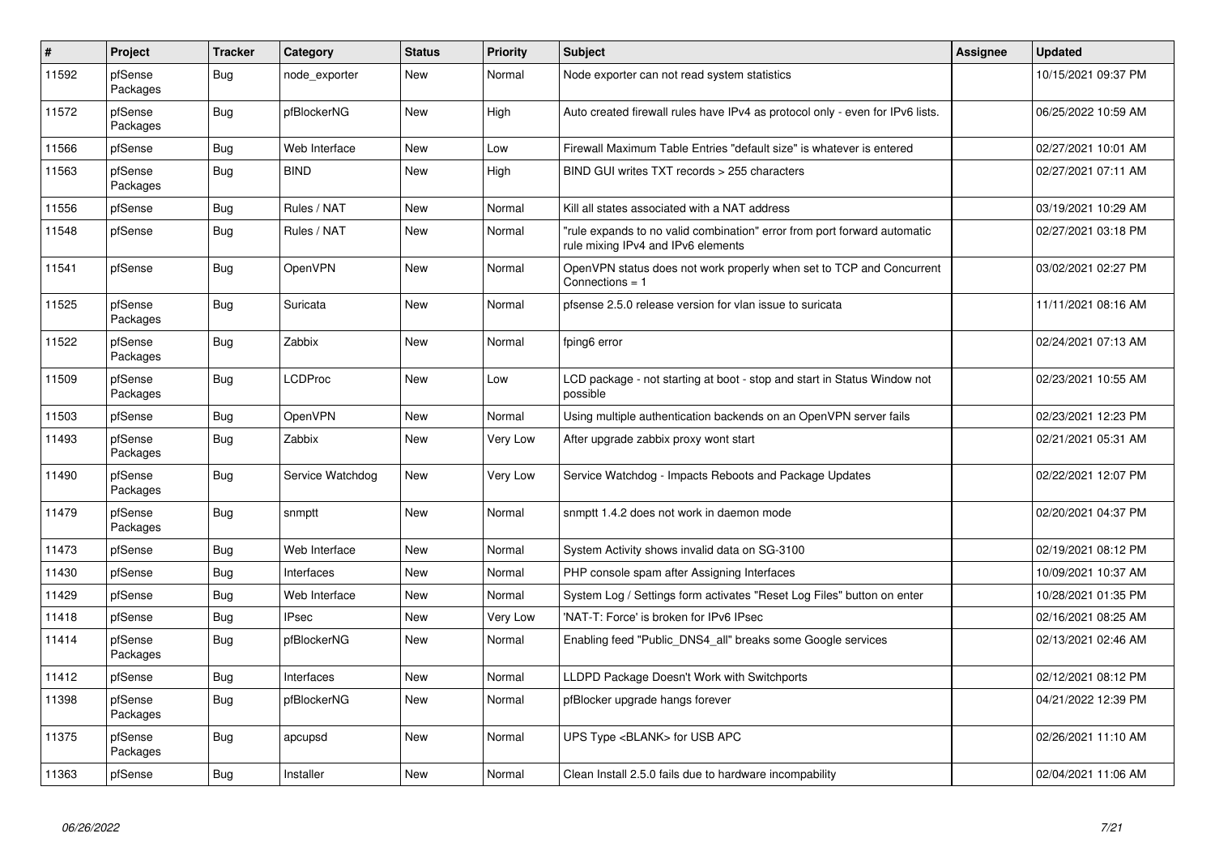| # | Project | Tracker | Category | Status | Priority | Subject | Assignee | Updated |
|---|---|---|---|---|---|---|---|---|
| 11592 | pfSense Packages | Bug | node_exporter | New | Normal | Node exporter can not read system statistics | | 10/15/2021 09:37 PM |
| 11572 | pfSense Packages | Bug | pfBlockerNG | New | High | Auto created firewall rules have IPv4 as protocol only - even for IPv6 lists. | | 06/25/2022 10:59 AM |
| 11566 | pfSense | Bug | Web Interface | New | Low | Firewall Maximum Table Entries "default size" is whatever is entered | | 02/27/2021 10:01 AM |
| 11563 | pfSense Packages | Bug | BIND | New | High | BIND GUI writes TXT records > 255 characters | | 02/27/2021 07:11 AM |
| 11556 | pfSense | Bug | Rules / NAT | New | Normal | Kill all states associated with a NAT address | | 03/19/2021 10:29 AM |
| 11548 | pfSense | Bug | Rules / NAT | New | Normal | "rule expands to no valid combination" error from port forward automatic rule mixing IPv4 and IPv6 elements | | 02/27/2021 03:18 PM |
| 11541 | pfSense | Bug | OpenVPN | New | Normal | OpenVPN status does not work properly when set to TCP and Concurrent Connections = 1 | | 03/02/2021 02:27 PM |
| 11525 | pfSense Packages | Bug | Suricata | New | Normal | pfsense 2.5.0 release version for vlan issue to suricata | | 11/11/2021 08:16 AM |
| 11522 | pfSense Packages | Bug | Zabbix | New | Normal | fping6 error | | 02/24/2021 07:13 AM |
| 11509 | pfSense Packages | Bug | LCDProc | New | Low | LCD package - not starting at boot - stop and start in Status Window not possible | | 02/23/2021 10:55 AM |
| 11503 | pfSense | Bug | OpenVPN | New | Normal | Using multiple authentication backends on an OpenVPN server fails | | 02/23/2021 12:23 PM |
| 11493 | pfSense Packages | Bug | Zabbix | New | Very Low | After upgrade zabbix proxy wont start | | 02/21/2021 05:31 AM |
| 11490 | pfSense Packages | Bug | Service Watchdog | New | Very Low | Service Watchdog - Impacts Reboots and Package Updates | | 02/22/2021 12:07 PM |
| 11479 | pfSense Packages | Bug | snmptt | New | Normal | snmptt 1.4.2 does not work in daemon mode | | 02/20/2021 04:37 PM |
| 11473 | pfSense | Bug | Web Interface | New | Normal | System Activity shows invalid data on SG-3100 | | 02/19/2021 08:12 PM |
| 11430 | pfSense | Bug | Interfaces | New | Normal | PHP console spam after Assigning Interfaces | | 10/09/2021 10:37 AM |
| 11429 | pfSense | Bug | Web Interface | New | Normal | System Log / Settings form activates "Reset Log Files" button on enter | | 10/28/2021 01:35 PM |
| 11418 | pfSense | Bug | IPsec | New | Very Low | 'NAT-T: Force' is broken for IPv6 IPsec | | 02/16/2021 08:25 AM |
| 11414 | pfSense Packages | Bug | pfBlockerNG | New | Normal | Enabling feed "Public_DNS4_all" breaks some Google services | | 02/13/2021 02:46 AM |
| 11412 | pfSense | Bug | Interfaces | New | Normal | LLDPD Package Doesn't Work with Switchports | | 02/12/2021 08:12 PM |
| 11398 | pfSense Packages | Bug | pfBlockerNG | New | Normal | pfBlocker upgrade hangs forever | | 04/21/2022 12:39 PM |
| 11375 | pfSense Packages | Bug | apcupsd | New | Normal | UPS Type <BLANK> for USB APC | | 02/26/2021 11:10 AM |
| 11363 | pfSense | Bug | Installer | New | Normal | Clean Install 2.5.0 fails due to hardware incompability | | 02/04/2021 11:06 AM |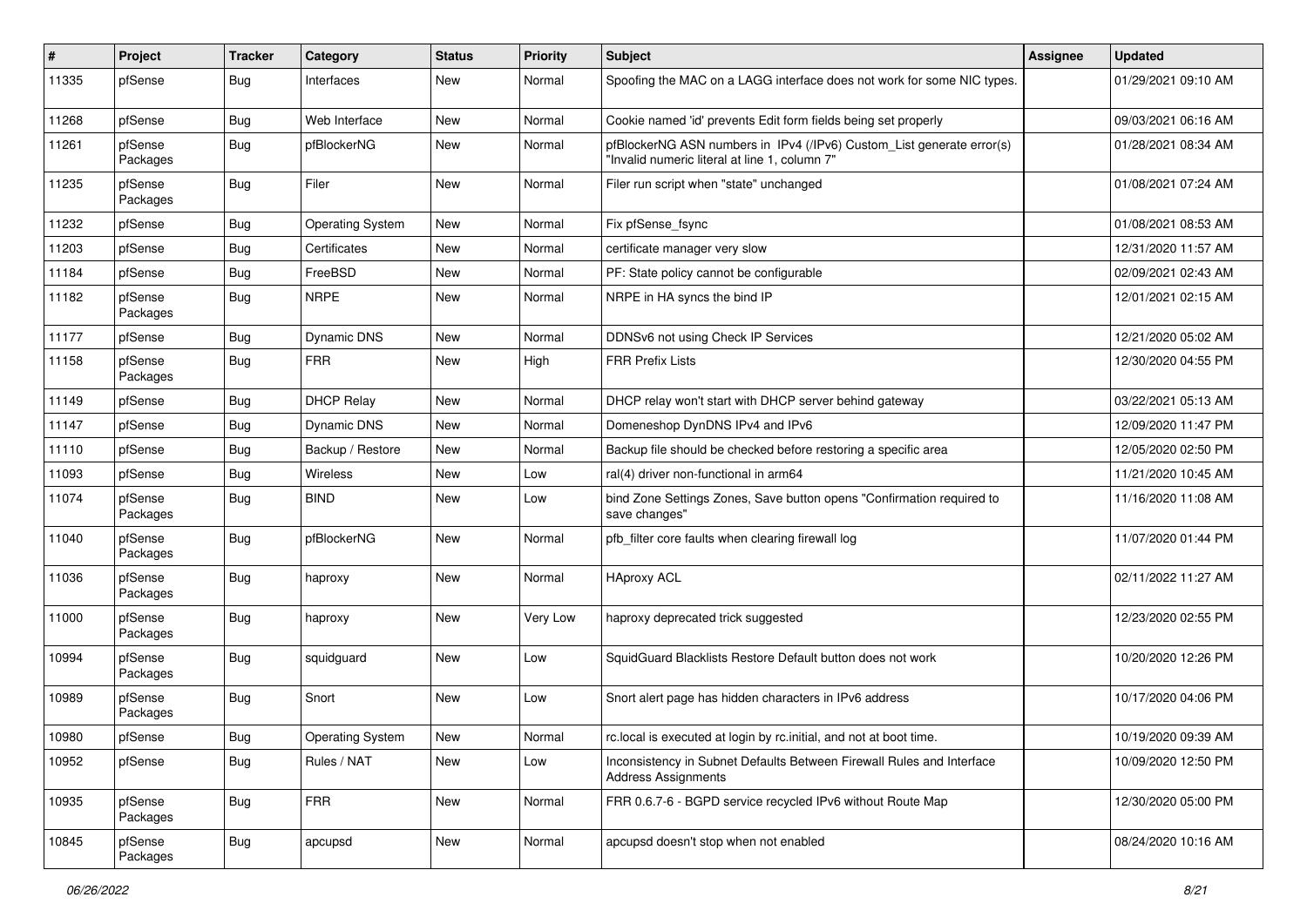| # | Project | Tracker | Category | Status | Priority | Subject | Assignee | Updated |
|---|---|---|---|---|---|---|---|---|
| 11335 | pfSense | Bug | Interfaces | New | Normal | Spoofing the MAC on a LAGG interface does not work for some NIC types. | | 01/29/2021 09:10 AM |
| 11268 | pfSense | Bug | Web Interface | New | Normal | Cookie named 'id' prevents Edit form fields being set properly | | 09/03/2021 06:16 AM |
| 11261 | pfSense Packages | Bug | pfBlockerNG | New | Normal | pfBlockerNG ASN numbers in IPv4 (/IPv6) Custom_List generate error(s) "Invalid numeric literal at line 1, column 7" | | 01/28/2021 08:34 AM |
| 11235 | pfSense Packages | Bug | Filer | New | Normal | Filer run script when "state" unchanged | | 01/08/2021 07:24 AM |
| 11232 | pfSense | Bug | Operating System | New | Normal | Fix pfSense_fsync | | 01/08/2021 08:53 AM |
| 11203 | pfSense | Bug | Certificates | New | Normal | certificate manager very slow | | 12/31/2020 11:57 AM |
| 11184 | pfSense | Bug | FreeBSD | New | Normal | PF: State policy cannot be configurable | | 02/09/2021 02:43 AM |
| 11182 | pfSense Packages | Bug | NRPE | New | Normal | NRPE in HA syncs the bind IP | | 12/01/2021 02:15 AM |
| 11177 | pfSense | Bug | Dynamic DNS | New | Normal | DDNSv6 not using Check IP Services | | 12/21/2020 05:02 AM |
| 11158 | pfSense Packages | Bug | FRR | New | High | FRR Prefix Lists | | 12/30/2020 04:55 PM |
| 11149 | pfSense | Bug | DHCP Relay | New | Normal | DHCP relay won't start with DHCP server behind gateway | | 03/22/2021 05:13 AM |
| 11147 | pfSense | Bug | Dynamic DNS | New | Normal | Domeneshop DynDNS IPv4 and IPv6 | | 12/09/2020 11:47 PM |
| 11110 | pfSense | Bug | Backup / Restore | New | Normal | Backup file should be checked before restoring a specific area | | 12/05/2020 02:50 PM |
| 11093 | pfSense | Bug | Wireless | New | Low | ral(4) driver non-functional in arm64 | | 11/21/2020 10:45 AM |
| 11074 | pfSense Packages | Bug | BIND | New | Low | bind Zone Settings Zones, Save button opens "Confirmation required to save changes" | | 11/16/2020 11:08 AM |
| 11040 | pfSense Packages | Bug | pfBlockerNG | New | Normal | pfb_filter core faults when clearing firewall log | | 11/07/2020 01:44 PM |
| 11036 | pfSense Packages | Bug | haproxy | New | Normal | HAproxy ACL | | 02/11/2022 11:27 AM |
| 11000 | pfSense Packages | Bug | haproxy | New | Very Low | haproxy deprecated trick suggested | | 12/23/2020 02:55 PM |
| 10994 | pfSense Packages | Bug | squidguard | New | Low | SquidGuard Blacklists Restore Default button does not work | | 10/20/2020 12:26 PM |
| 10989 | pfSense Packages | Bug | Snort | New | Low | Snort alert page has hidden characters in IPv6 address | | 10/17/2020 04:06 PM |
| 10980 | pfSense | Bug | Operating System | New | Normal | rc.local is executed at login by rc.initial, and not at boot time. | | 10/19/2020 09:39 AM |
| 10952 | pfSense | Bug | Rules / NAT | New | Low | Inconsistency in Subnet Defaults Between Firewall Rules and Interface Address Assignments | | 10/09/2020 12:50 PM |
| 10935 | pfSense Packages | Bug | FRR | New | Normal | FRR 0.6.7-6 - BGPD service recycled IPv6 without Route Map | | 12/30/2020 05:00 PM |
| 10845 | pfSense Packages | Bug | apcupsd | New | Normal | apcupsd doesn't stop when not enabled | | 08/24/2020 10:16 AM |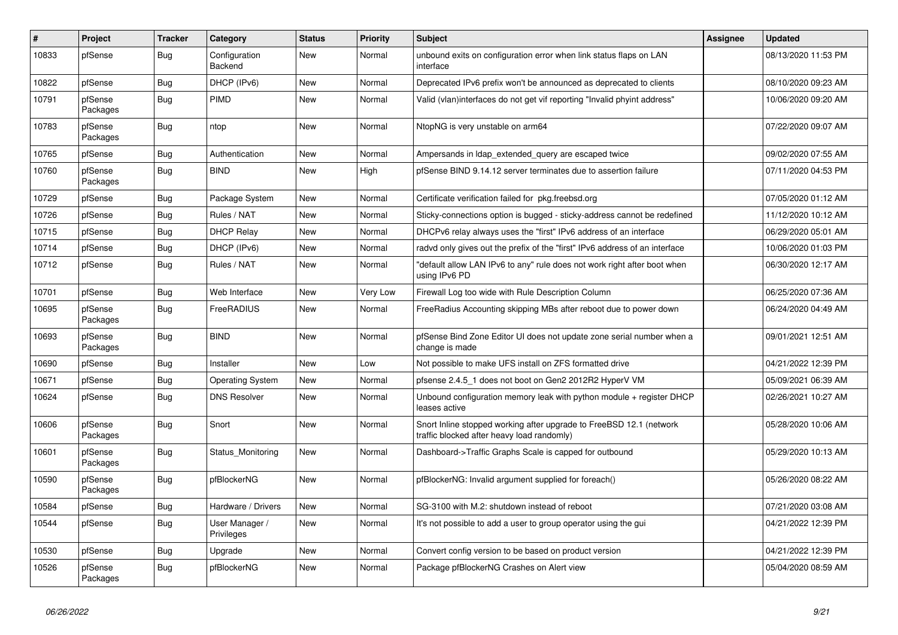| # | Project | Tracker | Category | Status | Priority | Subject | Assignee | Updated |
|---|---|---|---|---|---|---|---|---|
| 10833 | pfSense | Bug | Configuration Backend | New | Normal | unbound exits on configuration error when link status flaps on LAN interface | | 08/13/2020 11:53 PM |
| 10822 | pfSense | Bug | DHCP (IPv6) | New | Normal | Deprecated IPv6 prefix won't be announced as deprecated to clients | | 08/10/2020 09:23 AM |
| 10791 | pfSense Packages | Bug | PIMD | New | Normal | Valid (vlan)interfaces do not get vif reporting "Invalid phyint address" | | 10/06/2020 09:20 AM |
| 10783 | pfSense Packages | Bug | ntop | New | Normal | NtopNG is very unstable on arm64 | | 07/22/2020 09:07 AM |
| 10765 | pfSense | Bug | Authentication | New | Normal | Ampersands in ldap_extended_query are escaped twice | | 09/02/2020 07:55 AM |
| 10760 | pfSense Packages | Bug | BIND | New | High | pfSense BIND 9.14.12 server terminates due to assertion failure | | 07/11/2020 04:53 PM |
| 10729 | pfSense | Bug | Package System | New | Normal | Certificate verification failed for pkg.freebsd.org | | 07/05/2020 01:12 AM |
| 10726 | pfSense | Bug | Rules / NAT | New | Normal | Sticky-connections option is bugged - sticky-address cannot be redefined | | 11/12/2020 10:12 AM |
| 10715 | pfSense | Bug | DHCP Relay | New | Normal | DHCPv6 relay always uses the "first" IPv6 address of an interface | | 06/29/2020 05:01 AM |
| 10714 | pfSense | Bug | DHCP (IPv6) | New | Normal | radvd only gives out the prefix of the "first" IPv6 address of an interface | | 10/06/2020 01:03 PM |
| 10712 | pfSense | Bug | Rules / NAT | New | Normal | "default allow LAN IPv6 to any" rule does not work right after boot when using IPv6 PD | | 06/30/2020 12:17 AM |
| 10701 | pfSense | Bug | Web Interface | New | Very Low | Firewall Log too wide with Rule Description Column | | 06/25/2020 07:36 AM |
| 10695 | pfSense Packages | Bug | FreeRADIUS | New | Normal | FreeRadius Accounting skipping MBs after reboot due to power down | | 06/24/2020 04:49 AM |
| 10693 | pfSense Packages | Bug | BIND | New | Normal | pfSense Bind Zone Editor UI does not update zone serial number when a change is made | | 09/01/2021 12:51 AM |
| 10690 | pfSense | Bug | Installer | New | Low | Not possible to make UFS install on ZFS formatted drive | | 04/21/2022 12:39 PM |
| 10671 | pfSense | Bug | Operating System | New | Normal | pfsense 2.4.5_1 does not boot on Gen2 2012R2 HyperV VM | | 05/09/2021 06:39 AM |
| 10624 | pfSense | Bug | DNS Resolver | New | Normal | Unbound configuration memory leak with python module + register DHCP leases active | | 02/26/2021 10:27 AM |
| 10606 | pfSense Packages | Bug | Snort | New | Normal | Snort Inline stopped working after upgrade to FreeBSD 12.1 (network traffic blocked after heavy load randomly) | | 05/28/2020 10:06 AM |
| 10601 | pfSense Packages | Bug | Status_Monitoring | New | Normal | Dashboard->Traffic Graphs Scale is capped for outbound | | 05/29/2020 10:13 AM |
| 10590 | pfSense Packages | Bug | pfBlockerNG | New | Normal | pfBlockerNG: Invalid argument supplied for foreach() | | 05/26/2020 08:22 AM |
| 10584 | pfSense | Bug | Hardware / Drivers | New | Normal | SG-3100 with M.2: shutdown instead of reboot | | 07/21/2020 03:08 AM |
| 10544 | pfSense | Bug | User Manager / Privileges | New | Normal | It's not possible to add a user to group operator using the gui | | 04/21/2022 12:39 PM |
| 10530 | pfSense | Bug | Upgrade | New | Normal | Convert config version to be based on product version | | 04/21/2022 12:39 PM |
| 10526 | pfSense Packages | Bug | pfBlockerNG | New | Normal | Package pfBlockerNG Crashes on Alert view | | 05/04/2020 08:59 AM |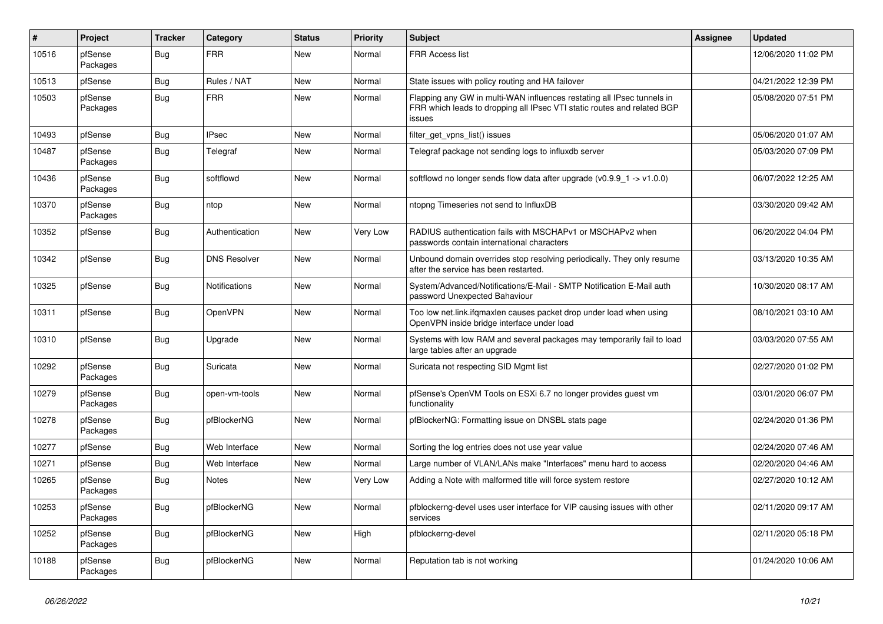| # | Project | Tracker | Category | Status | Priority | Subject | Assignee | Updated |
|---|---|---|---|---|---|---|---|---|
| 10516 | pfSense Packages | Bug | FRR | New | Normal | FRR Access list | | 12/06/2020 11:02 PM |
| 10513 | pfSense | Bug | Rules / NAT | New | Normal | State issues with policy routing and HA failover | | 04/21/2022 12:39 PM |
| 10503 | pfSense Packages | Bug | FRR | New | Normal | Flapping any GW in multi-WAN influences restating all IPsec tunnels in FRR which leads to dropping all IPsec VTI static routes and related BGP issues | | 05/08/2020 07:51 PM |
| 10493 | pfSense | Bug | IPsec | New | Normal | filter_get_vpns_list() issues | | 05/06/2020 01:07 AM |
| 10487 | pfSense Packages | Bug | Telegraf | New | Normal | Telegraf package not sending logs to influxdb server | | 05/03/2020 07:09 PM |
| 10436 | pfSense Packages | Bug | softflowd | New | Normal | softflowd no longer sends flow data after upgrade (v0.9.9_1 -> v1.0.0) | | 06/07/2022 12:25 AM |
| 10370 | pfSense Packages | Bug | ntop | New | Normal | ntopng Timeseries not send to InfluxDB | | 03/30/2020 09:42 AM |
| 10352 | pfSense | Bug | Authentication | New | Very Low | RADIUS authentication fails with MSCHAPv1 or MSCHAPv2 when passwords contain international characters | | 06/20/2022 04:04 PM |
| 10342 | pfSense | Bug | DNS Resolver | New | Normal | Unbound domain overrides stop resolving periodically. They only resume after the service has been restarted. | | 03/13/2020 10:35 AM |
| 10325 | pfSense | Bug | Notifications | New | Normal | System/Advanced/Notifications/E-Mail - SMTP Notification E-Mail auth password Unexpected Bahaviour | | 10/30/2020 08:17 AM |
| 10311 | pfSense | Bug | OpenVPN | New | Normal | Too low net.link.ifqmaxlen causes packet drop under load when using OpenVPN inside bridge interface under load | | 08/10/2021 03:10 AM |
| 10310 | pfSense | Bug | Upgrade | New | Normal | Systems with low RAM and several packages may temporarily fail to load large tables after an upgrade | | 03/03/2020 07:55 AM |
| 10292 | pfSense Packages | Bug | Suricata | New | Normal | Suricata not respecting SID Mgmt list | | 02/27/2020 01:02 PM |
| 10279 | pfSense Packages | Bug | open-vm-tools | New | Normal | pfSense's OpenVM Tools on ESXi 6.7 no longer provides guest vm functionality | | 03/01/2020 06:07 PM |
| 10278 | pfSense Packages | Bug | pfBlockerNG | New | Normal | pfBlockerNG: Formatting issue on DNSBL stats page | | 02/24/2020 01:36 PM |
| 10277 | pfSense | Bug | Web Interface | New | Normal | Sorting the log entries does not use year value | | 02/24/2020 07:46 AM |
| 10271 | pfSense | Bug | Web Interface | New | Normal | Large number of VLAN/LANs make "Interfaces" menu hard to access | | 02/20/2020 04:46 AM |
| 10265 | pfSense Packages | Bug | Notes | New | Very Low | Adding a Note with malformed title will force system restore | | 02/27/2020 10:12 AM |
| 10253 | pfSense Packages | Bug | pfBlockerNG | New | Normal | pfblockerng-devel uses user interface for VIP causing issues with other services | | 02/11/2020 09:17 AM |
| 10252 | pfSense Packages | Bug | pfBlockerNG | New | High | pfblockerng-devel | | 02/11/2020 05:18 PM |
| 10188 | pfSense Packages | Bug | pfBlockerNG | New | Normal | Reputation tab is not working | | 01/24/2020 10:06 AM |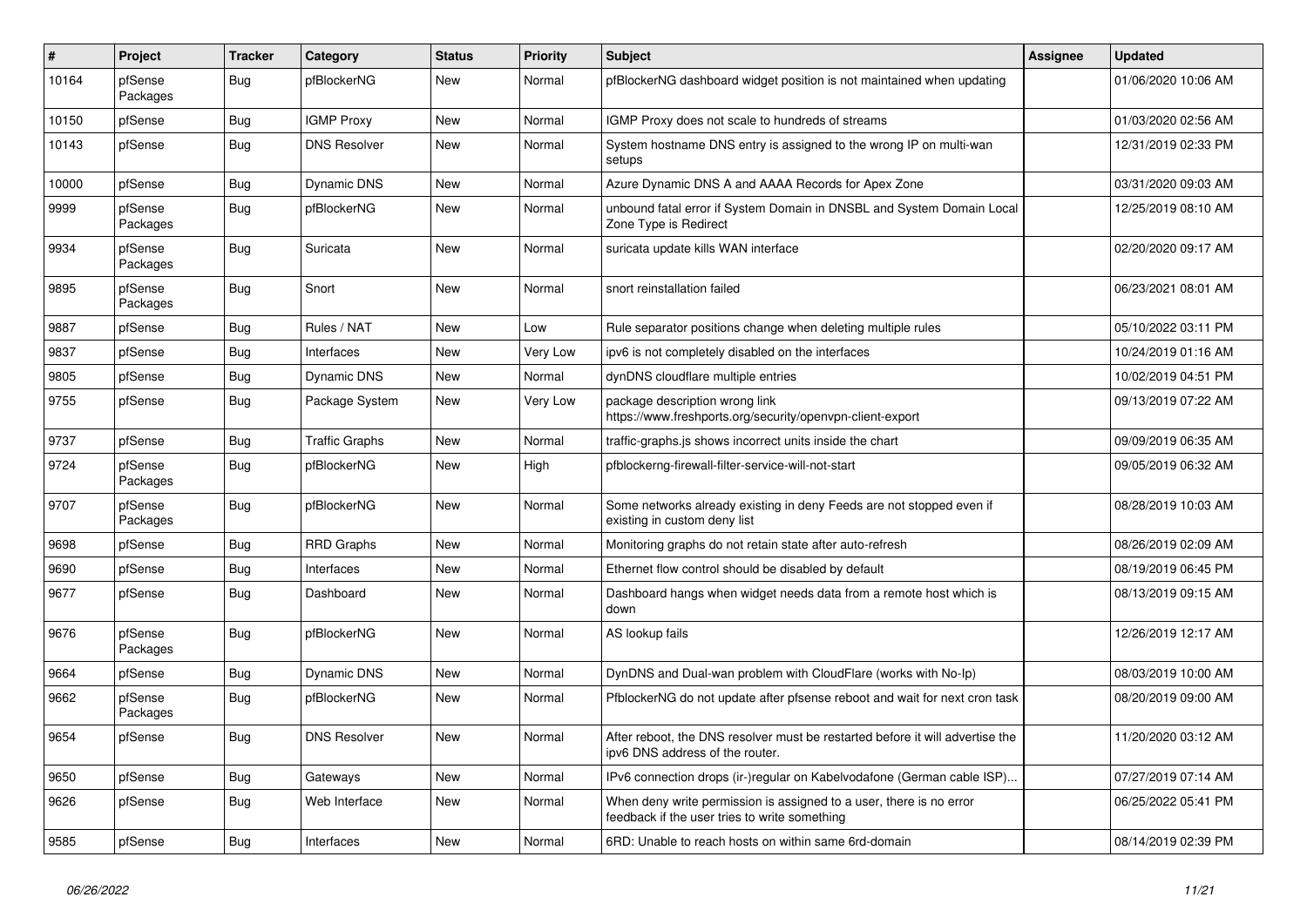| # | Project | Tracker | Category | Status | Priority | Subject | Assignee | Updated |
|---|---|---|---|---|---|---|---|---|
| 10164 | pfSense Packages | Bug | pfBlockerNG | New | Normal | pfBlockerNG dashboard widget position is not maintained when updating | | 01/06/2020 10:06 AM |
| 10150 | pfSense | Bug | IGMP Proxy | New | Normal | IGMP Proxy does not scale to hundreds of streams | | 01/03/2020 02:56 AM |
| 10143 | pfSense | Bug | DNS Resolver | New | Normal | System hostname DNS entry is assigned to the wrong IP on multi-wan setups | | 12/31/2019 02:33 PM |
| 10000 | pfSense | Bug | Dynamic DNS | New | Normal | Azure Dynamic DNS A and AAAA Records for Apex Zone | | 03/31/2020 09:03 AM |
| 9999 | pfSense Packages | Bug | pfBlockerNG | New | Normal | unbound fatal error if System Domain in DNSBL and System Domain Local Zone Type is Redirect | | 12/25/2019 08:10 AM |
| 9934 | pfSense Packages | Bug | Suricata | New | Normal | suricata update kills WAN interface | | 02/20/2020 09:17 AM |
| 9895 | pfSense Packages | Bug | Snort | New | Normal | snort reinstallation failed | | 06/23/2021 08:01 AM |
| 9887 | pfSense | Bug | Rules / NAT | New | Low | Rule separator positions change when deleting multiple rules | | 05/10/2022 03:11 PM |
| 9837 | pfSense | Bug | Interfaces | New | Very Low | ipv6 is not completely disabled on the interfaces | | 10/24/2019 01:16 AM |
| 9805 | pfSense | Bug | Dynamic DNS | New | Normal | dynDNS cloudflare multiple entries | | 10/02/2019 04:51 PM |
| 9755 | pfSense | Bug | Package System | New | Very Low | package description wrong link https://www.freshports.org/security/openvpn-client-export | | 09/13/2019 07:22 AM |
| 9737 | pfSense | Bug | Traffic Graphs | New | Normal | traffic-graphs.js shows incorrect units inside the chart | | 09/09/2019 06:35 AM |
| 9724 | pfSense Packages | Bug | pfBlockerNG | New | High | pfblockerng-firewall-filter-service-will-not-start | | 09/05/2019 06:32 AM |
| 9707 | pfSense Packages | Bug | pfBlockerNG | New | Normal | Some networks already existing in deny Feeds are not stopped even if existing in custom deny list | | 08/28/2019 10:03 AM |
| 9698 | pfSense | Bug | RRD Graphs | New | Normal | Monitoring graphs do not retain state after auto-refresh | | 08/26/2019 02:09 AM |
| 9690 | pfSense | Bug | Interfaces | New | Normal | Ethernet flow control should be disabled by default | | 08/19/2019 06:45 PM |
| 9677 | pfSense | Bug | Dashboard | New | Normal | Dashboard hangs when widget needs data from a remote host which is down | | 08/13/2019 09:15 AM |
| 9676 | pfSense Packages | Bug | pfBlockerNG | New | Normal | AS lookup fails | | 12/26/2019 12:17 AM |
| 9664 | pfSense | Bug | Dynamic DNS | New | Normal | DynDNS and Dual-wan problem with CloudFlare (works with No-Ip) | | 08/03/2019 10:00 AM |
| 9662 | pfSense Packages | Bug | pfBlockerNG | New | Normal | PfblockerNG do not update after pfsense reboot and wait for next cron task | | 08/20/2019 09:00 AM |
| 9654 | pfSense | Bug | DNS Resolver | New | Normal | After reboot, the DNS resolver must be restarted before it will advertise the ipv6 DNS address of the router. | | 11/20/2020 03:12 AM |
| 9650 | pfSense | Bug | Gateways | New | Normal | IPv6 connection drops (ir-)regular on Kabelvodafone (German cable ISP)... | | 07/27/2019 07:14 AM |
| 9626 | pfSense | Bug | Web Interface | New | Normal | When deny write permission is assigned to a user, there is no error feedback if the user tries to write something | | 06/25/2022 05:41 PM |
| 9585 | pfSense | Bug | Interfaces | New | Normal | 6RD: Unable to reach hosts on within same 6rd-domain | | 08/14/2019 02:39 PM |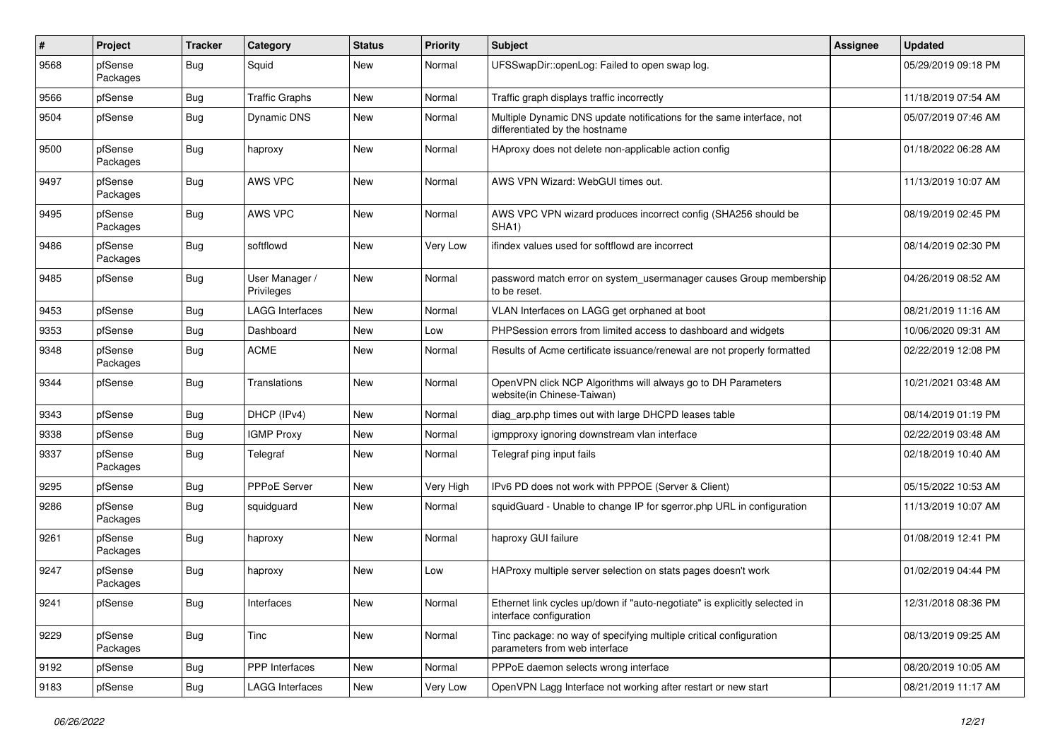| # | Project | Tracker | Category | Status | Priority | Subject | Assignee | Updated |
|---|---|---|---|---|---|---|---|---|
| 9568 | pfSense Packages | Bug | Squid | New | Normal | UFSSwapDir::openLog: Failed to open swap log. | | 05/29/2019 09:18 PM |
| 9566 | pfSense | Bug | Traffic Graphs | New | Normal | Traffic graph displays traffic incorrectly | | 11/18/2019 07:54 AM |
| 9504 | pfSense | Bug | Dynamic DNS | New | Normal | Multiple Dynamic DNS update notifications for the same interface, not differentiated by the hostname | | 05/07/2019 07:46 AM |
| 9500 | pfSense Packages | Bug | haproxy | New | Normal | HAproxy does not delete non-applicable action config | | 01/18/2022 06:28 AM |
| 9497 | pfSense Packages | Bug | AWS VPC | New | Normal | AWS VPN Wizard: WebGUI times out. | | 11/13/2019 10:07 AM |
| 9495 | pfSense Packages | Bug | AWS VPC | New | Normal | AWS VPC VPN wizard produces incorrect config (SHA256 should be SHA1) | | 08/19/2019 02:45 PM |
| 9486 | pfSense Packages | Bug | softflowd | New | Very Low | ifindex values used for softflowd are incorrect | | 08/14/2019 02:30 PM |
| 9485 | pfSense | Bug | User Manager / Privileges | New | Normal | password match error on system_usermanager causes Group membership to be reset. | | 04/26/2019 08:52 AM |
| 9453 | pfSense | Bug | LAGG Interfaces | New | Normal | VLAN Interfaces on LAGG get orphaned at boot | | 08/21/2019 11:16 AM |
| 9353 | pfSense | Bug | Dashboard | New | Low | PHPSession errors from limited access to dashboard and widgets | | 10/06/2020 09:31 AM |
| 9348 | pfSense Packages | Bug | ACME | New | Normal | Results of Acme certificate issuance/renewal are not properly formatted | | 02/22/2019 12:08 PM |
| 9344 | pfSense | Bug | Translations | New | Normal | OpenVPN click NCP Algorithms will always go to DH Parameters website(in Chinese-Taiwan) | | 10/21/2021 03:48 AM |
| 9343 | pfSense | Bug | DHCP (IPv4) | New | Normal | diag_arp.php times out with large DHCPD leases table | | 08/14/2019 01:19 PM |
| 9338 | pfSense | Bug | IGMP Proxy | New | Normal | igmpproxy ignoring downstream vlan interface | | 02/22/2019 03:48 AM |
| 9337 | pfSense Packages | Bug | Telegraf | New | Normal | Telegraf ping input fails | | 02/18/2019 10:40 AM |
| 9295 | pfSense | Bug | PPPoE Server | New | Very High | IPv6 PD does not work with PPPOE (Server & Client) | | 05/15/2022 10:53 AM |
| 9286 | pfSense Packages | Bug | squidguard | New | Normal | squidGuard - Unable to change IP for sgerror.php URL in configuration | | 11/13/2019 10:07 AM |
| 9261 | pfSense Packages | Bug | haproxy | New | Normal | haproxy GUI failure | | 01/08/2019 12:41 PM |
| 9247 | pfSense Packages | Bug | haproxy | New | Low | HAProxy multiple server selection on stats pages doesn't work | | 01/02/2019 04:44 PM |
| 9241 | pfSense | Bug | Interfaces | New | Normal | Ethernet link cycles up/down if "auto-negotiate" is explicitly selected in interface configuration | | 12/31/2018 08:36 PM |
| 9229 | pfSense Packages | Bug | Tinc | New | Normal | Tinc package: no way of specifying multiple critical configuration parameters from web interface | | 08/13/2019 09:25 AM |
| 9192 | pfSense | Bug | PPP Interfaces | New | Normal | PPPoE daemon selects wrong interface | | 08/20/2019 10:05 AM |
| 9183 | pfSense | Bug | LAGG Interfaces | New | Very Low | OpenVPN Lagg Interface not working after restart or new start | | 08/21/2019 11:17 AM |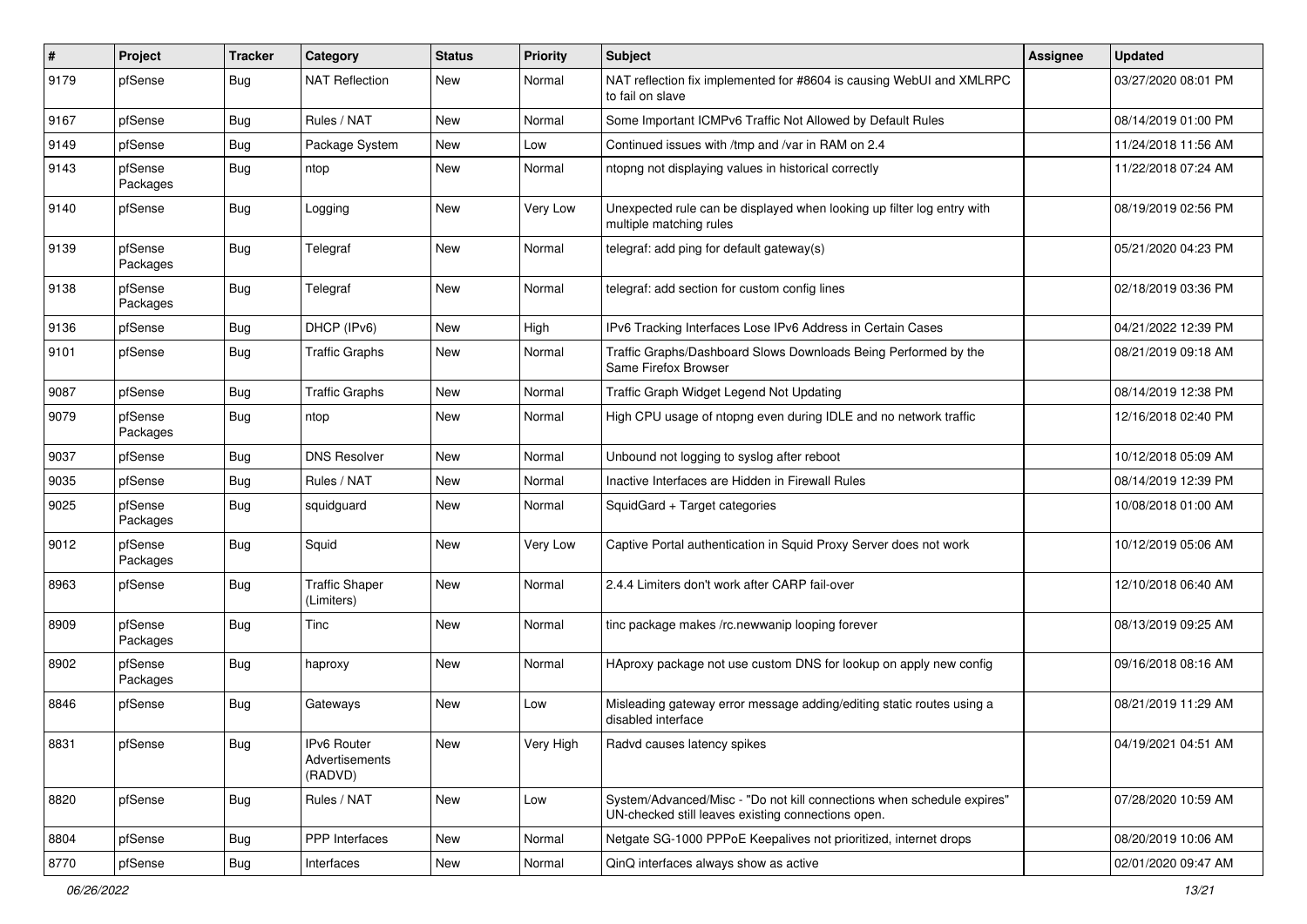| # | Project | Tracker | Category | Status | Priority | Subject | Assignee | Updated |
|---|---|---|---|---|---|---|---|---|
| 9179 | pfSense | Bug | NAT Reflection | New | Normal | NAT reflection fix implemented for #8604 is causing WebUI and XMLRPC to fail on slave | | 03/27/2020 08:01 PM |
| 9167 | pfSense | Bug | Rules / NAT | New | Normal | Some Important ICMPv6 Traffic Not Allowed by Default Rules | | 08/14/2019 01:00 PM |
| 9149 | pfSense | Bug | Package System | New | Low | Continued issues with /tmp and /var in RAM on 2.4 | | 11/24/2018 11:56 AM |
| 9143 | pfSense Packages | Bug | ntop | New | Normal | ntopng not displaying values in historical correctly | | 11/22/2018 07:24 AM |
| 9140 | pfSense | Bug | Logging | New | Very Low | Unexpected rule can be displayed when looking up filter log entry with multiple matching rules | | 08/19/2019 02:56 PM |
| 9139 | pfSense Packages | Bug | Telegraf | New | Normal | telegraf: add ping for default gateway(s) | | 05/21/2020 04:23 PM |
| 9138 | pfSense Packages | Bug | Telegraf | New | Normal | telegraf: add section for custom config lines | | 02/18/2019 03:36 PM |
| 9136 | pfSense | Bug | DHCP (IPv6) | New | High | IPv6 Tracking Interfaces Lose IPv6 Address in Certain Cases | | 04/21/2022 12:39 PM |
| 9101 | pfSense | Bug | Traffic Graphs | New | Normal | Traffic Graphs/Dashboard Slows Downloads Being Performed by the Same Firefox Browser | | 08/21/2019 09:18 AM |
| 9087 | pfSense | Bug | Traffic Graphs | New | Normal | Traffic Graph Widget Legend Not Updating | | 08/14/2019 12:38 PM |
| 9079 | pfSense Packages | Bug | ntop | New | Normal | High CPU usage of ntopng even during IDLE and no network traffic | | 12/16/2018 02:40 PM |
| 9037 | pfSense | Bug | DNS Resolver | New | Normal | Unbound not logging to syslog after reboot | | 10/12/2018 05:09 AM |
| 9035 | pfSense | Bug | Rules / NAT | New | Normal | Inactive Interfaces are Hidden in Firewall Rules | | 08/14/2019 12:39 PM |
| 9025 | pfSense Packages | Bug | squidguard | New | Normal | SquidGard + Target categories | | 10/08/2018 01:00 AM |
| 9012 | pfSense Packages | Bug | Squid | New | Very Low | Captive Portal authentication in Squid Proxy Server does not work | | 10/12/2019 05:06 AM |
| 8963 | pfSense | Bug | Traffic Shaper (Limiters) | New | Normal | 2.4.4 Limiters don't work after CARP fail-over | | 12/10/2018 06:40 AM |
| 8909 | pfSense Packages | Bug | Tinc | New | Normal | tinc package makes /rc.newwanip looping forever | | 08/13/2019 09:25 AM |
| 8902 | pfSense Packages | Bug | haproxy | New | Normal | HAproxy package not use custom DNS for lookup on apply new config | | 09/16/2018 08:16 AM |
| 8846 | pfSense | Bug | Gateways | New | Low | Misleading gateway error message adding/editing static routes using a disabled interface | | 08/21/2019 11:29 AM |
| 8831 | pfSense | Bug | IPv6 Router Advertisements (RADVD) | New | Very High | Radvd causes latency spikes | | 04/19/2021 04:51 AM |
| 8820 | pfSense | Bug | Rules / NAT | New | Low | System/Advanced/Misc - "Do not kill connections when schedule expires" UN-checked still leaves existing connections open. | | 07/28/2020 10:59 AM |
| 8804 | pfSense | Bug | PPP Interfaces | New | Normal | Netgate SG-1000 PPPoE Keepalives not prioritized, internet drops | | 08/20/2019 10:06 AM |
| 8770 | pfSense | Bug | Interfaces | New | Normal | QinQ interfaces always show as active | | 02/01/2020 09:47 AM |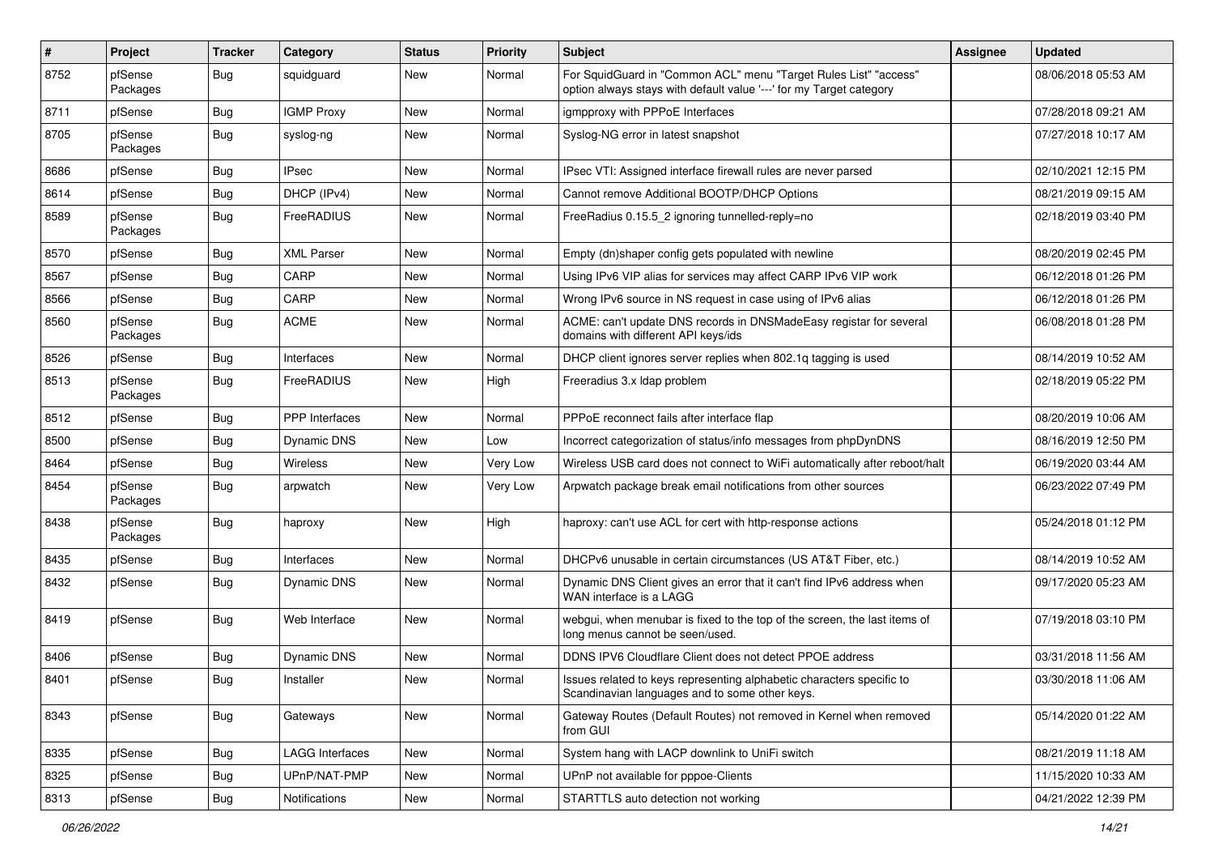| # | Project | Tracker | Category | Status | Priority | Subject | Assignee | Updated |
|---|---|---|---|---|---|---|---|---|
| 8752 | pfSense Packages | Bug | squidguard | New | Normal | For SquidGuard in "Common ACL" menu "Target Rules List" "access" option always stays with default value '---' for my Target category | | 08/06/2018 05:53 AM |
| 8711 | pfSense | Bug | IGMP Proxy | New | Normal | igmpproxy with PPPoE Interfaces | | 07/28/2018 09:21 AM |
| 8705 | pfSense Packages | Bug | syslog-ng | New | Normal | Syslog-NG error in latest snapshot | | 07/27/2018 10:17 AM |
| 8686 | pfSense | Bug | IPsec | New | Normal | IPsec VTI: Assigned interface firewall rules are never parsed | | 02/10/2021 12:15 PM |
| 8614 | pfSense | Bug | DHCP (IPv4) | New | Normal | Cannot remove Additional BOOTP/DHCP Options | | 08/21/2019 09:15 AM |
| 8589 | pfSense Packages | Bug | FreeRADIUS | New | Normal | FreeRadius 0.15.5_2 ignoring tunnelled-reply=no | | 02/18/2019 03:40 PM |
| 8570 | pfSense | Bug | XML Parser | New | Normal | Empty (dn)shaper config gets populated with newline | | 08/20/2019 02:45 PM |
| 8567 | pfSense | Bug | CARP | New | Normal | Using IPv6 VIP alias for services may affect CARP IPv6 VIP work | | 06/12/2018 01:26 PM |
| 8566 | pfSense | Bug | CARP | New | Normal | Wrong IPv6 source in NS request in case using of IPv6 alias | | 06/12/2018 01:26 PM |
| 8560 | pfSense Packages | Bug | ACME | New | Normal | ACME: can't update DNS records in DNSMadeEasy registar for several domains with different API keys/ids | | 06/08/2018 01:28 PM |
| 8526 | pfSense | Bug | Interfaces | New | Normal | DHCP client ignores server replies when 802.1q tagging is used | | 08/14/2019 10:52 AM |
| 8513 | pfSense Packages | Bug | FreeRADIUS | New | High | Freeradius 3.x ldap problem | | 02/18/2019 05:22 PM |
| 8512 | pfSense | Bug | PPP Interfaces | New | Normal | PPPoE reconnect fails after interface flap | | 08/20/2019 10:06 AM |
| 8500 | pfSense | Bug | Dynamic DNS | New | Low | Incorrect categorization of status/info messages from phpDynDNS | | 08/16/2019 12:50 PM |
| 8464 | pfSense | Bug | Wireless | New | Very Low | Wireless USB card does not connect to WiFi automatically after reboot/halt | | 06/19/2020 03:44 AM |
| 8454 | pfSense Packages | Bug | arpwatch | New | Very Low | Arpwatch package break email notifications from other sources | | 06/23/2022 07:49 PM |
| 8438 | pfSense Packages | Bug | haproxy | New | High | haproxy: can't use ACL for cert with http-response actions | | 05/24/2018 01:12 PM |
| 8435 | pfSense | Bug | Interfaces | New | Normal | DHCPv6 unusable in certain circumstances (US AT&T Fiber, etc.) | | 08/14/2019 10:52 AM |
| 8432 | pfSense | Bug | Dynamic DNS | New | Normal | Dynamic DNS Client gives an error that it can't find IPv6 address when WAN interface is a LAGG | | 09/17/2020 05:23 AM |
| 8419 | pfSense | Bug | Web Interface | New | Normal | webgui, when menubar is fixed to the top of the screen, the last items of long menus cannot be seen/used. | | 07/19/2018 03:10 PM |
| 8406 | pfSense | Bug | Dynamic DNS | New | Normal | DDNS IPV6 Cloudflare Client does not detect PPOE address | | 03/31/2018 11:56 AM |
| 8401 | pfSense | Bug | Installer | New | Normal | Issues related to keys representing alphabetic characters specific to Scandinavian languages and to some other keys. | | 03/30/2018 11:06 AM |
| 8343 | pfSense | Bug | Gateways | New | Normal | Gateway Routes (Default Routes) not removed in Kernel when removed from GUI | | 05/14/2020 01:22 AM |
| 8335 | pfSense | Bug | LAGG Interfaces | New | Normal | System hang with LACP downlink to UniFi switch | | 08/21/2019 11:18 AM |
| 8325 | pfSense | Bug | UPnP/NAT-PMP | New | Normal | UPnP not available for pppoe-Clients | | 11/15/2020 10:33 AM |
| 8313 | pfSense | Bug | Notifications | New | Normal | STARTTLS auto detection not working | | 04/21/2022 12:39 PM |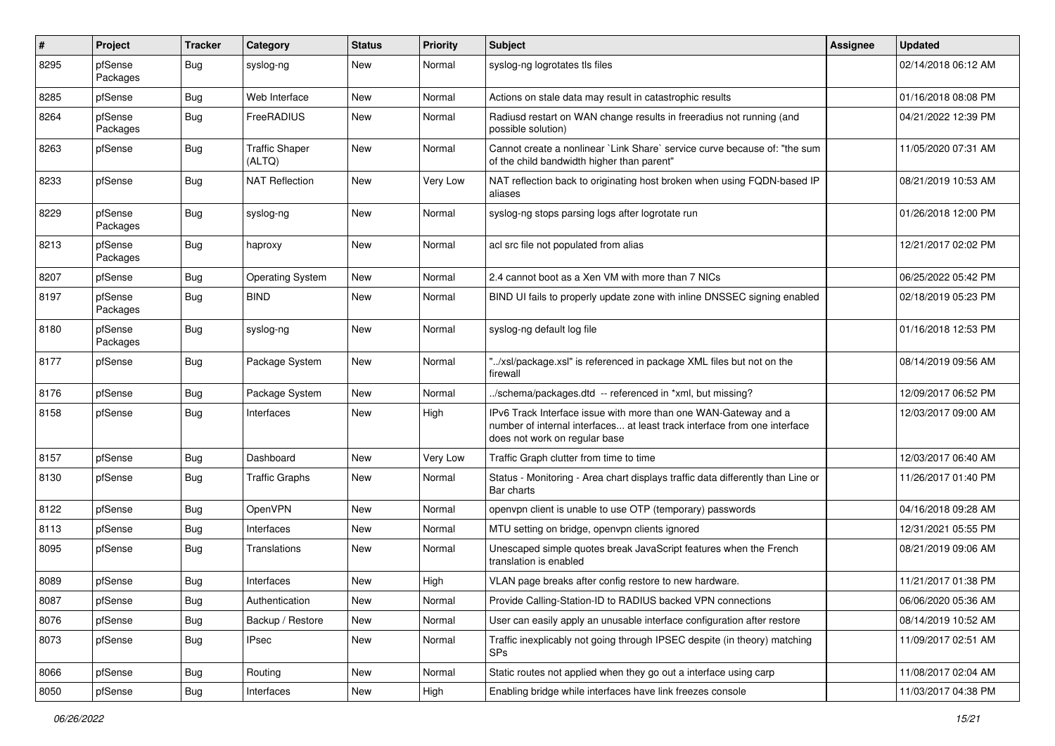| # | Project | Tracker | Category | Status | Priority | Subject | Assignee | Updated |
|---|---|---|---|---|---|---|---|---|
| 8295 | pfSense Packages | Bug | syslog-ng | New | Normal | syslog-ng logrotates tls files | | 02/14/2018 06:12 AM |
| 8285 | pfSense | Bug | Web Interface | New | Normal | Actions on stale data may result in catastrophic results | | 01/16/2018 08:08 PM |
| 8264 | pfSense Packages | Bug | FreeRADIUS | New | Normal | Radiusd restart on WAN change results in freeradius not running (and possible solution) | | 04/21/2022 12:39 PM |
| 8263 | pfSense | Bug | Traffic Shaper (ALTQ) | New | Normal | Cannot create a nonlinear `Link Share` service curve because of: "the sum of the child bandwidth higher than parent" | | 11/05/2020 07:31 AM |
| 8233 | pfSense | Bug | NAT Reflection | New | Very Low | NAT reflection back to originating host broken when using FQDN-based IP aliases | | 08/21/2019 10:53 AM |
| 8229 | pfSense Packages | Bug | syslog-ng | New | Normal | syslog-ng stops parsing logs after logrotate run | | 01/26/2018 12:00 PM |
| 8213 | pfSense Packages | Bug | haproxy | New | Normal | acl src file not populated from alias | | 12/21/2017 02:02 PM |
| 8207 | pfSense | Bug | Operating System | New | Normal | 2.4 cannot boot as a Xen VM with more than 7 NICs | | 06/25/2022 05:42 PM |
| 8197 | pfSense Packages | Bug | BIND | New | Normal | BIND UI fails to properly update zone with inline DNSSEC signing enabled | | 02/18/2019 05:23 PM |
| 8180 | pfSense Packages | Bug | syslog-ng | New | Normal | syslog-ng default log file | | 01/16/2018 12:53 PM |
| 8177 | pfSense | Bug | Package System | New | Normal | "../xsl/package.xsl" is referenced in package XML files but not on the firewall | | 08/14/2019 09:56 AM |
| 8176 | pfSense | Bug | Package System | New | Normal | ../schema/packages.dtd -- referenced in *xml, but missing? | | 12/09/2017 06:52 PM |
| 8158 | pfSense | Bug | Interfaces | New | High | IPv6 Track Interface issue with more than one WAN-Gateway and a number of internal interfaces... at least track interface from one interface does not work on regular base | | 12/03/2017 09:00 AM |
| 8157 | pfSense | Bug | Dashboard | New | Very Low | Traffic Graph clutter from time to time | | 12/03/2017 06:40 AM |
| 8130 | pfSense | Bug | Traffic Graphs | New | Normal | Status - Monitoring - Area chart displays traffic data differently than Line or Bar charts | | 11/26/2017 01:40 PM |
| 8122 | pfSense | Bug | OpenVPN | New | Normal | openvpn client is unable to use OTP (temporary) passwords | | 04/16/2018 09:28 AM |
| 8113 | pfSense | Bug | Interfaces | New | Normal | MTU setting on bridge, openvpn clients ignored | | 12/31/2021 05:55 PM |
| 8095 | pfSense | Bug | Translations | New | Normal | Unescaped simple quotes break JavaScript features when the French translation is enabled | | 08/21/2019 09:06 AM |
| 8089 | pfSense | Bug | Interfaces | New | High | VLAN page breaks after config restore to new hardware. | | 11/21/2017 01:38 PM |
| 8087 | pfSense | Bug | Authentication | New | Normal | Provide Calling-Station-ID to RADIUS backed VPN connections | | 06/06/2020 05:36 AM |
| 8076 | pfSense | Bug | Backup / Restore | New | Normal | User can easily apply an unusable interface configuration after restore | | 08/14/2019 10:52 AM |
| 8073 | pfSense | Bug | IPsec | New | Normal | Traffic inexplicably not going through IPSEC despite (in theory) matching SPs | | 11/09/2017 02:51 AM |
| 8066 | pfSense | Bug | Routing | New | Normal | Static routes not applied when they go out a interface using carp | | 11/08/2017 02:04 AM |
| 8050 | pfSense | Bug | Interfaces | New | High | Enabling bridge while interfaces have link freezes console | | 11/03/2017 04:38 PM |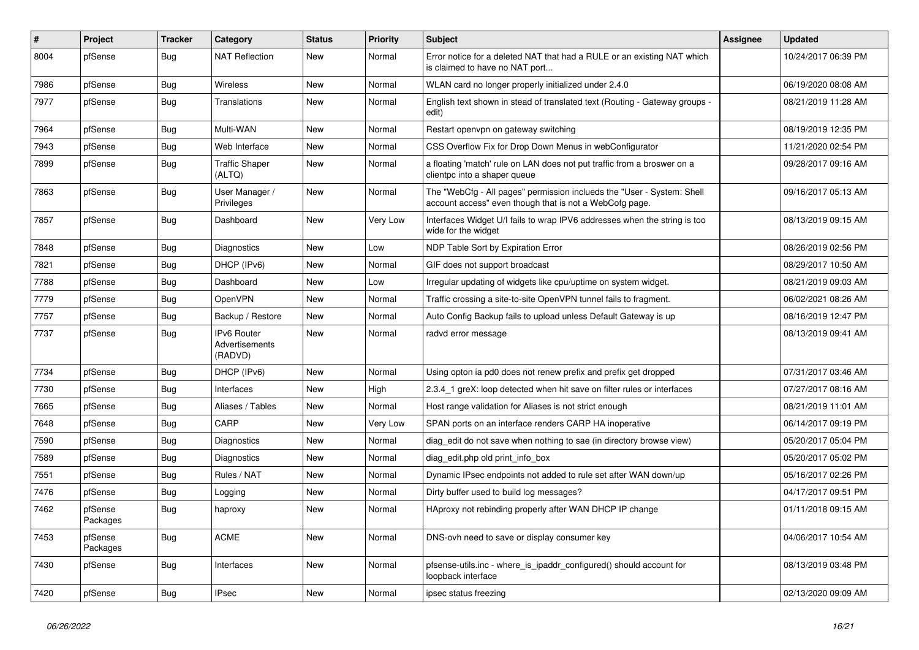| # | Project | Tracker | Category | Status | Priority | Subject | Assignee | Updated |
|---|---|---|---|---|---|---|---|---|
| 8004 | pfSense | Bug | NAT Reflection | New | Normal | Error notice for a deleted NAT that had a RULE or an existing NAT which is claimed to have no NAT port... | | 10/24/2017 06:39 PM |
| 7986 | pfSense | Bug | Wireless | New | Normal | WLAN card no longer properly initialized under 2.4.0 | | 06/19/2020 08:08 AM |
| 7977 | pfSense | Bug | Translations | New | Normal | English text shown in stead of translated text (Routing - Gateway groups - edit) | | 08/21/2019 11:28 AM |
| 7964 | pfSense | Bug | Multi-WAN | New | Normal | Restart openvpn on gateway switching | | 08/19/2019 12:35 PM |
| 7943 | pfSense | Bug | Web Interface | New | Normal | CSS Overflow Fix for Drop Down Menus in webConfigurator | | 11/21/2020 02:54 PM |
| 7899 | pfSense | Bug | Traffic Shaper (ALTQ) | New | Normal | a floating 'match' rule on LAN does not put traffic from a broswer on a clientpc into a shaper queue | | 09/28/2017 09:16 AM |
| 7863 | pfSense | Bug | User Manager / Privileges | New | Normal | The "WebCfg - All pages" permission inclueds the "User - System: Shell account access" even though that is not a WebCofg page. | | 09/16/2017 05:13 AM |
| 7857 | pfSense | Bug | Dashboard | New | Very Low | Interfaces Widget U/I fails to wrap IPV6 addresses when the string is too wide for the widget | | 08/13/2019 09:15 AM |
| 7848 | pfSense | Bug | Diagnostics | New | Low | NDP Table Sort by Expiration Error | | 08/26/2019 02:56 PM |
| 7821 | pfSense | Bug | DHCP (IPv6) | New | Normal | GIF does not support broadcast | | 08/29/2017 10:50 AM |
| 7788 | pfSense | Bug | Dashboard | New | Low | Irregular updating of widgets like cpu/uptime on system widget. | | 08/21/2019 09:03 AM |
| 7779 | pfSense | Bug | OpenVPN | New | Normal | Traffic crossing a site-to-site OpenVPN tunnel fails to fragment. | | 06/02/2021 08:26 AM |
| 7757 | pfSense | Bug | Backup / Restore | New | Normal | Auto Config Backup fails to upload unless Default Gateway is up | | 08/16/2019 12:47 PM |
| 7737 | pfSense | Bug | IPv6 Router Advertisements (RADVD) | New | Normal | radvd error message | | 08/13/2019 09:41 AM |
| 7734 | pfSense | Bug | DHCP (IPv6) | New | Normal | Using opton ia pd0 does not renew prefix and prefix get dropped | | 07/31/2017 03:46 AM |
| 7730 | pfSense | Bug | Interfaces | New | High | 2.3.4_1 greX: loop detected when hit save on filter rules or interfaces | | 07/27/2017 08:16 AM |
| 7665 | pfSense | Bug | Aliases / Tables | New | Normal | Host range validation for Aliases is not strict enough | | 08/21/2019 11:01 AM |
| 7648 | pfSense | Bug | CARP | New | Very Low | SPAN ports on an interface renders CARP HA inoperative | | 06/14/2017 09:19 PM |
| 7590 | pfSense | Bug | Diagnostics | New | Normal | diag_edit do not save when nothing to sae (in directory browse view) | | 05/20/2017 05:04 PM |
| 7589 | pfSense | Bug | Diagnostics | New | Normal | diag_edit.php old print_info_box | | 05/20/2017 05:02 PM |
| 7551 | pfSense | Bug | Rules / NAT | New | Normal | Dynamic IPsec endpoints not added to rule set after WAN down/up | | 05/16/2017 02:26 PM |
| 7476 | pfSense | Bug | Logging | New | Normal | Dirty buffer used to build log messages? | | 04/17/2017 09:51 PM |
| 7462 | pfSense Packages | Bug | haproxy | New | Normal | HAproxy not rebinding properly after WAN DHCP IP change | | 01/11/2018 09:15 AM |
| 7453 | pfSense Packages | Bug | ACME | New | Normal | DNS-ovh need to save or display consumer key | | 04/06/2017 10:54 AM |
| 7430 | pfSense | Bug | Interfaces | New | Normal | pfsense-utils.inc - where_is_ipaddr_configured() should account for loopback interface | | 08/13/2019 03:48 PM |
| 7420 | pfSense | Bug | IPsec | New | Normal | ipsec status freezing | | 02/13/2020 09:09 AM |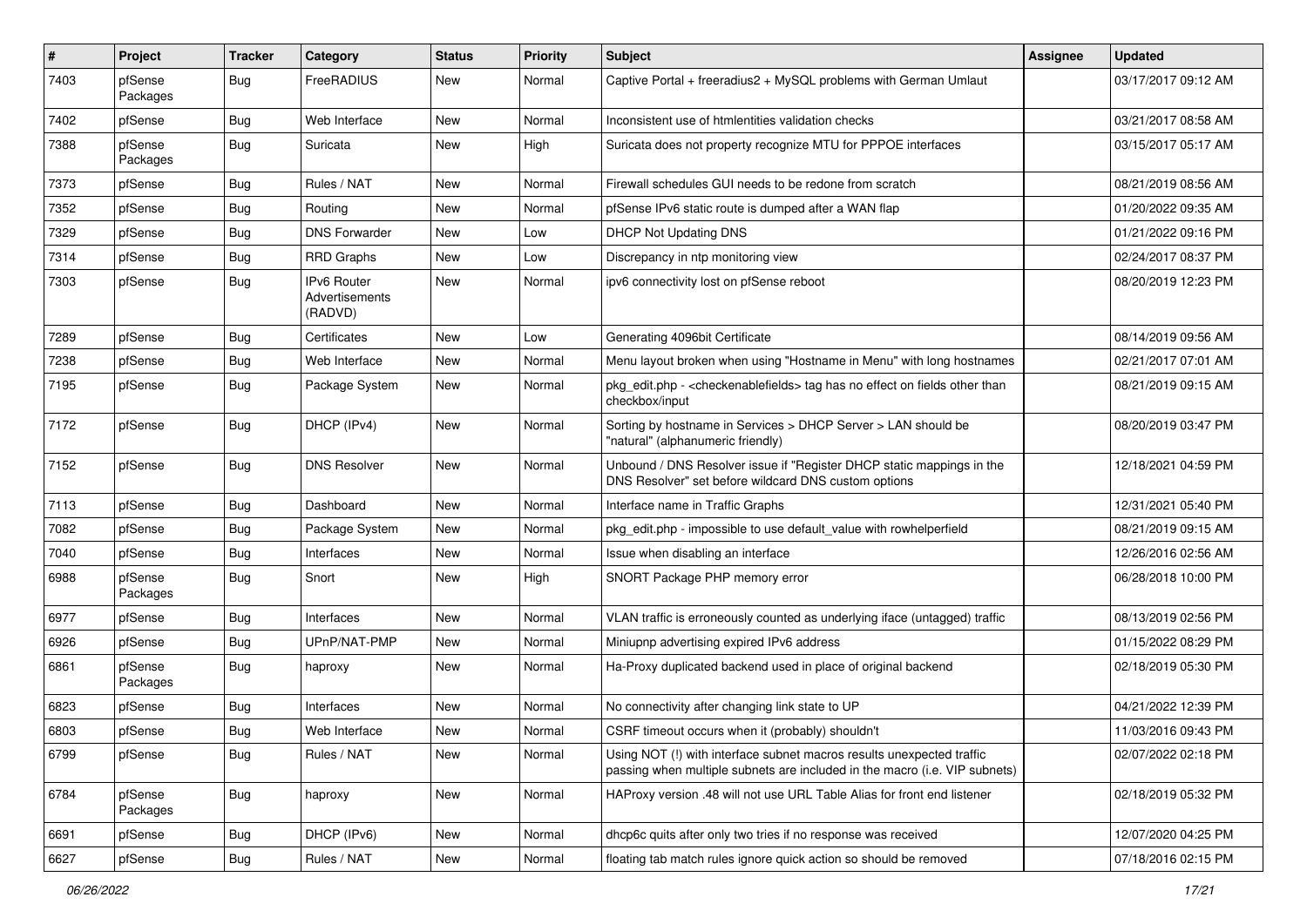| # | Project | Tracker | Category | Status | Priority | Subject | Assignee | Updated |
|---|---|---|---|---|---|---|---|---|
| 7403 | pfSense Packages | Bug | FreeRADIUS | New | Normal | Captive Portal + freeradius2 + MySQL problems with German Umlaut | | 03/17/2017 09:12 AM |
| 7402 | pfSense | Bug | Web Interface | New | Normal | Inconsistent use of htmlentities validation checks | | 03/21/2017 08:58 AM |
| 7388 | pfSense Packages | Bug | Suricata | New | High | Suricata does not property recognize MTU for PPPOE interfaces | | 03/15/2017 05:17 AM |
| 7373 | pfSense | Bug | Rules / NAT | New | Normal | Firewall schedules GUI needs to be redone from scratch | | 08/21/2019 08:56 AM |
| 7352 | pfSense | Bug | Routing | New | Normal | pfSense IPv6 static route is dumped after a WAN flap | | 01/20/2022 09:35 AM |
| 7329 | pfSense | Bug | DNS Forwarder | New | Low | DHCP Not Updating DNS | | 01/21/2022 09:16 PM |
| 7314 | pfSense | Bug | RRD Graphs | New | Low | Discrepancy in ntp monitoring view | | 02/24/2017 08:37 PM |
| 7303 | pfSense | Bug | IPv6 Router Advertisements (RADVD) | New | Normal | ipv6 connectivity lost on pfSense reboot | | 08/20/2019 12:23 PM |
| 7289 | pfSense | Bug | Certificates | New | Low | Generating 4096bit Certificate | | 08/14/2019 09:56 AM |
| 7238 | pfSense | Bug | Web Interface | New | Normal | Menu layout broken when using "Hostname in Menu" with long hostnames | | 02/21/2017 07:01 AM |
| 7195 | pfSense | Bug | Package System | New | Normal | pkg_edit.php - <checkenablefields> tag has no effect on fields other than checkbox/input | | 08/21/2019 09:15 AM |
| 7172 | pfSense | Bug | DHCP (IPv4) | New | Normal | Sorting by hostname in Services > DHCP Server > LAN should be "natural" (alphanumeric friendly) | | 08/20/2019 03:47 PM |
| 7152 | pfSense | Bug | DNS Resolver | New | Normal | Unbound / DNS Resolver issue if "Register DHCP static mappings in the DNS Resolver" set before wildcard DNS custom options | | 12/18/2021 04:59 PM |
| 7113 | pfSense | Bug | Dashboard | New | Normal | Interface name in Traffic Graphs | | 12/31/2021 05:40 PM |
| 7082 | pfSense | Bug | Package System | New | Normal | pkg_edit.php - impossible to use default_value with rowhelperfield | | 08/21/2019 09:15 AM |
| 7040 | pfSense | Bug | Interfaces | New | Normal | Issue when disabling an interface | | 12/26/2016 02:56 AM |
| 6988 | pfSense Packages | Bug | Snort | New | High | SNORT Package PHP memory error | | 06/28/2018 10:00 PM |
| 6977 | pfSense | Bug | Interfaces | New | Normal | VLAN traffic is erroneously counted as underlying iface (untagged) traffic | | 08/13/2019 02:56 PM |
| 6926 | pfSense | Bug | UPnP/NAT-PMP | New | Normal | Miniupnp advertising expired IPv6 address | | 01/15/2022 08:29 PM |
| 6861 | pfSense Packages | Bug | haproxy | New | Normal | Ha-Proxy duplicated backend used in place of original backend | | 02/18/2019 05:30 PM |
| 6823 | pfSense | Bug | Interfaces | New | Normal | No connectivity after changing link state to UP | | 04/21/2022 12:39 PM |
| 6803 | pfSense | Bug | Web Interface | New | Normal | CSRF timeout occurs when it (probably) shouldn't | | 11/03/2016 09:43 PM |
| 6799 | pfSense | Bug | Rules / NAT | New | Normal | Using NOT (!) with interface subnet macros results unexpected traffic passing when multiple subnets are included in the macro (i.e. VIP subnets) | | 02/07/2022 02:18 PM |
| 6784 | pfSense Packages | Bug | haproxy | New | Normal | HAProxy version .48 will not use URL Table Alias for front end listener | | 02/18/2019 05:32 PM |
| 6691 | pfSense | Bug | DHCP (IPv6) | New | Normal | dhcp6c quits after only two tries if no response was received | | 12/07/2020 04:25 PM |
| 6627 | pfSense | Bug | Rules / NAT | New | Normal | floating tab match rules ignore quick action so should be removed | | 07/18/2016 02:15 PM |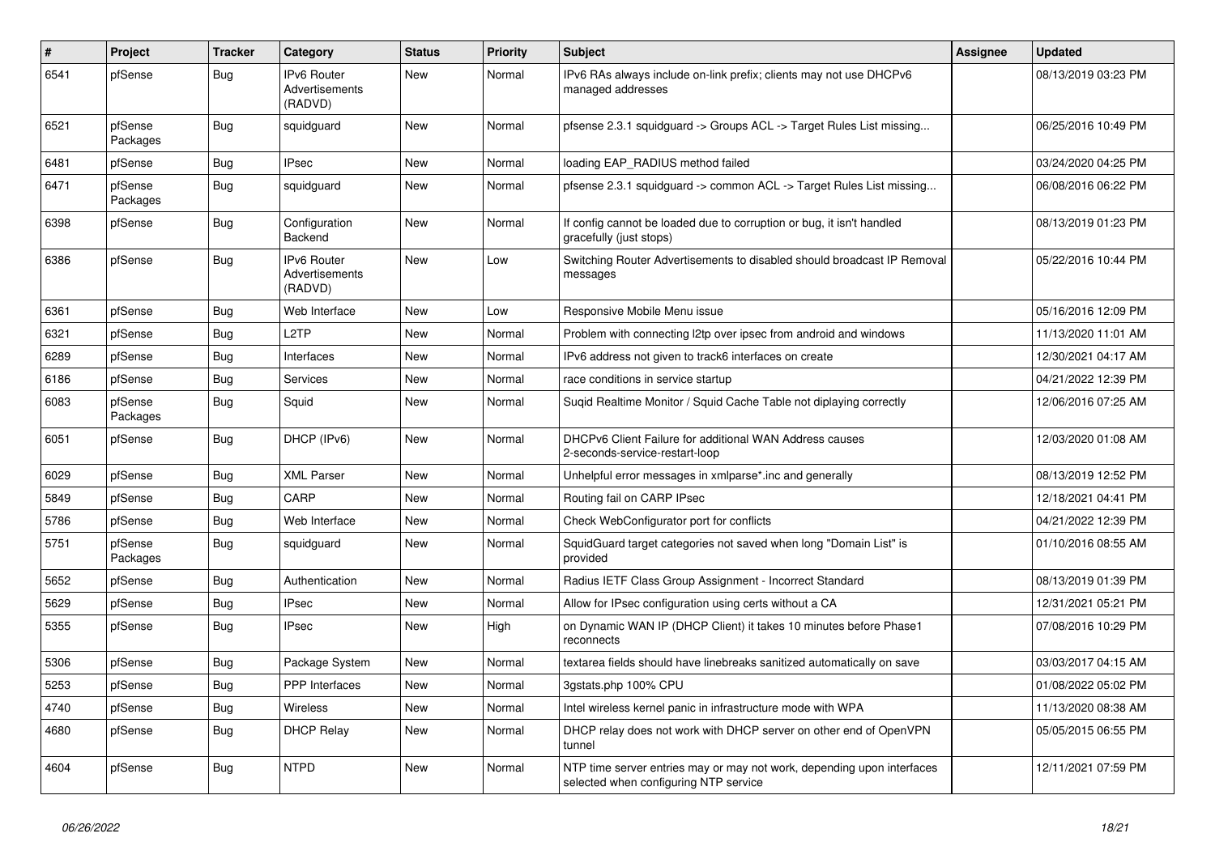| # | Project | Tracker | Category | Status | Priority | Subject | Assignee | Updated |
|---|---|---|---|---|---|---|---|---|
| 6541 | pfSense | Bug | IPv6 Router Advertisements (RADVD) | New | Normal | IPv6 RAs always include on-link prefix; clients may not use DHCPv6 managed addresses | | 08/13/2019 03:23 PM |
| 6521 | pfSense Packages | Bug | squidguard | New | Normal | pfsense 2.3.1 squidguard -> Groups ACL -> Target Rules List missing... | | 06/25/2016 10:49 PM |
| 6481 | pfSense | Bug | IPsec | New | Normal | loading EAP_RADIUS method failed | | 03/24/2020 04:25 PM |
| 6471 | pfSense Packages | Bug | squidguard | New | Normal | pfsense 2.3.1 squidguard -> common ACL -> Target Rules List missing... | | 06/08/2016 06:22 PM |
| 6398 | pfSense | Bug | Configuration Backend | New | Normal | If config cannot be loaded due to corruption or bug, it isn't handled gracefully (just stops) | | 08/13/2019 01:23 PM |
| 6386 | pfSense | Bug | IPv6 Router Advertisements (RADVD) | New | Low | Switching Router Advertisements to disabled should broadcast IP Removal messages | | 05/22/2016 10:44 PM |
| 6361 | pfSense | Bug | Web Interface | New | Low | Responsive Mobile Menu issue | | 05/16/2016 12:09 PM |
| 6321 | pfSense | Bug | L2TP | New | Normal | Problem with connecting l2tp over ipsec from android and windows | | 11/13/2020 11:01 AM |
| 6289 | pfSense | Bug | Interfaces | New | Normal | IPv6 address not given to track6 interfaces on create | | 12/30/2021 04:17 AM |
| 6186 | pfSense | Bug | Services | New | Normal | race conditions in service startup | | 04/21/2022 12:39 PM |
| 6083 | pfSense Packages | Bug | Squid | New | Normal | Suqid Realtime Monitor / Squid Cache Table not diplaying correctly | | 12/06/2016 07:25 AM |
| 6051 | pfSense | Bug | DHCP (IPv6) | New | Normal | DHCPv6 Client Failure for additional WAN Address causes 2-seconds-service-restart-loop | | 12/03/2020 01:08 AM |
| 6029 | pfSense | Bug | XML Parser | New | Normal | Unhelpful error messages in xmlparse*.inc and generally | | 08/13/2019 12:52 PM |
| 5849 | pfSense | Bug | CARP | New | Normal | Routing fail on CARP IPsec | | 12/18/2021 04:41 PM |
| 5786 | pfSense | Bug | Web Interface | New | Normal | Check WebConfigurator port for conflicts | | 04/21/2022 12:39 PM |
| 5751 | pfSense Packages | Bug | squidguard | New | Normal | SquidGuard target categories not saved when long "Domain List" is provided | | 01/10/2016 08:55 AM |
| 5652 | pfSense | Bug | Authentication | New | Normal | Radius IETF Class Group Assignment - Incorrect Standard | | 08/13/2019 01:39 PM |
| 5629 | pfSense | Bug | IPsec | New | Normal | Allow for IPsec configuration using certs without a CA | | 12/31/2021 05:21 PM |
| 5355 | pfSense | Bug | IPsec | New | High | on Dynamic WAN IP (DHCP Client) it takes 10 minutes before Phase1 reconnects | | 07/08/2016 10:29 PM |
| 5306 | pfSense | Bug | Package System | New | Normal | textarea fields should have linebreaks sanitized automatically on save | | 03/03/2017 04:15 AM |
| 5253 | pfSense | Bug | PPP Interfaces | New | Normal | 3gstats.php 100% CPU | | 01/08/2022 05:02 PM |
| 4740 | pfSense | Bug | Wireless | New | Normal | Intel wireless kernel panic in infrastructure mode with WPA | | 11/13/2020 08:38 AM |
| 4680 | pfSense | Bug | DHCP Relay | New | Normal | DHCP relay does not work with DHCP server on other end of OpenVPN tunnel | | 05/05/2015 06:55 PM |
| 4604 | pfSense | Bug | NTPD | New | Normal | NTP time server entries may or may not work, depending upon interfaces selected when configuring NTP service | | 12/11/2021 07:59 PM |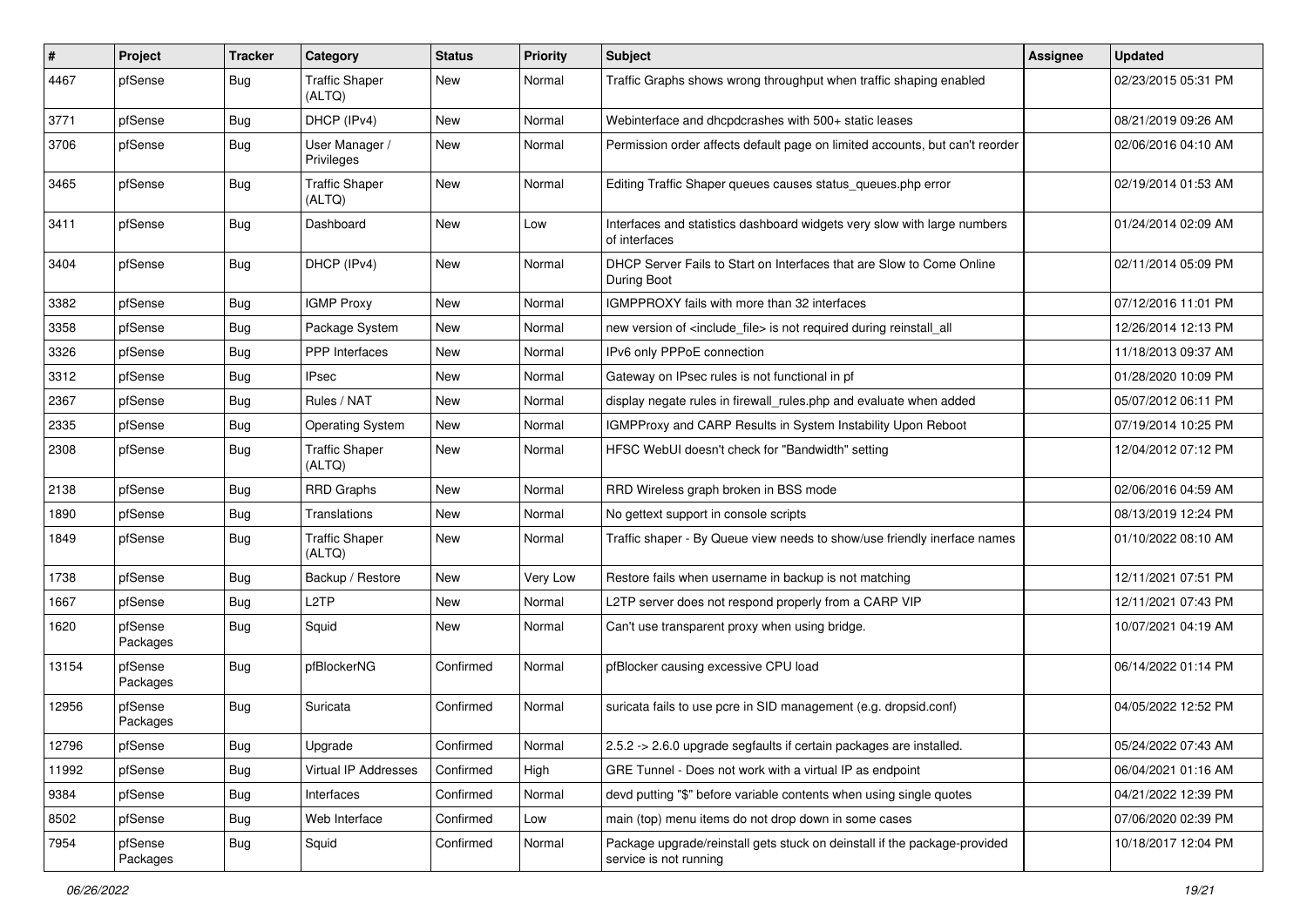| # | Project | Tracker | Category | Status | Priority | Subject | Assignee | Updated |
|---|---|---|---|---|---|---|---|---|
| 4467 | pfSense | Bug | Traffic Shaper (ALTQ) | New | Normal | Traffic Graphs shows wrong throughput when traffic shaping enabled | | 02/23/2015 05:31 PM |
| 3771 | pfSense | Bug | DHCP (IPv4) | New | Normal | Webinterface and dhcpdcrashes with 500+ static leases | | 08/21/2019 09:26 AM |
| 3706 | pfSense | Bug | User Manager / Privileges | New | Normal | Permission order affects default page on limited accounts, but can't reorder | | 02/06/2016 04:10 AM |
| 3465 | pfSense | Bug | Traffic Shaper (ALTQ) | New | Normal | Editing Traffic Shaper queues causes status_queues.php error | | 02/19/2014 01:53 AM |
| 3411 | pfSense | Bug | Dashboard | New | Low | Interfaces and statistics dashboard widgets very slow with large numbers of interfaces | | 01/24/2014 02:09 AM |
| 3404 | pfSense | Bug | DHCP (IPv4) | New | Normal | DHCP Server Fails to Start on Interfaces that are Slow to Come Online During Boot | | 02/11/2014 05:09 PM |
| 3382 | pfSense | Bug | IGMP Proxy | New | Normal | IGMPPROXY fails with more than 32 interfaces | | 07/12/2016 11:01 PM |
| 3358 | pfSense | Bug | Package System | New | Normal | new version of <include_file> is not required during reinstall_all | | 12/26/2014 12:13 PM |
| 3326 | pfSense | Bug | PPP Interfaces | New | Normal | IPv6 only PPPoE connection | | 11/18/2013 09:37 AM |
| 3312 | pfSense | Bug | IPsec | New | Normal | Gateway on IPsec rules is not functional in pf | | 01/28/2020 10:09 PM |
| 2367 | pfSense | Bug | Rules / NAT | New | Normal | display negate rules in firewall_rules.php and evaluate when added | | 05/07/2012 06:11 PM |
| 2335 | pfSense | Bug | Operating System | New | Normal | IGMPProxy and CARP Results in System Instability Upon Reboot | | 07/19/2014 10:25 PM |
| 2308 | pfSense | Bug | Traffic Shaper (ALTQ) | New | Normal | HFSC WebUI doesn't check for "Bandwidth" setting | | 12/04/2012 07:12 PM |
| 2138 | pfSense | Bug | RRD Graphs | New | Normal | RRD Wireless graph broken in BSS mode | | 02/06/2016 04:59 AM |
| 1890 | pfSense | Bug | Translations | New | Normal | No gettext support in console scripts | | 08/13/2019 12:24 PM |
| 1849 | pfSense | Bug | Traffic Shaper (ALTQ) | New | Normal | Traffic shaper - By Queue view needs to show/use friendly inerface names | | 01/10/2022 08:10 AM |
| 1738 | pfSense | Bug | Backup / Restore | New | Very Low | Restore fails when username in backup is not matching | | 12/11/2021 07:51 PM |
| 1667 | pfSense | Bug | L2TP | New | Normal | L2TP server does not respond properly from a CARP VIP | | 12/11/2021 07:43 PM |
| 1620 | pfSense Packages | Bug | Squid | New | Normal | Can't use transparent proxy when using bridge. | | 10/07/2021 04:19 AM |
| 13154 | pfSense Packages | Bug | pfBlockerNG | Confirmed | Normal | pfBlocker causing excessive CPU load | | 06/14/2022 01:14 PM |
| 12956 | pfSense Packages | Bug | Suricata | Confirmed | Normal | suricata fails to use pcre in SID management (e.g. dropsid.conf) | | 04/05/2022 12:52 PM |
| 12796 | pfSense | Bug | Upgrade | Confirmed | Normal | 2.5.2 -> 2.6.0 upgrade segfaults if certain packages are installed. | | 05/24/2022 07:43 AM |
| 11992 | pfSense | Bug | Virtual IP Addresses | Confirmed | High | GRE Tunnel - Does not work with a virtual IP as endpoint | | 06/04/2021 01:16 AM |
| 9384 | pfSense | Bug | Interfaces | Confirmed | Normal | devd putting "$" before variable contents when using single quotes | | 04/21/2022 12:39 PM |
| 8502 | pfSense | Bug | Web Interface | Confirmed | Low | main (top) menu items do not drop down in some cases | | 07/06/2020 02:39 PM |
| 7954 | pfSense Packages | Bug | Squid | Confirmed | Normal | Package upgrade/reinstall gets stuck on deinstall if the package-provided service is not running | | 10/18/2017 12:04 PM |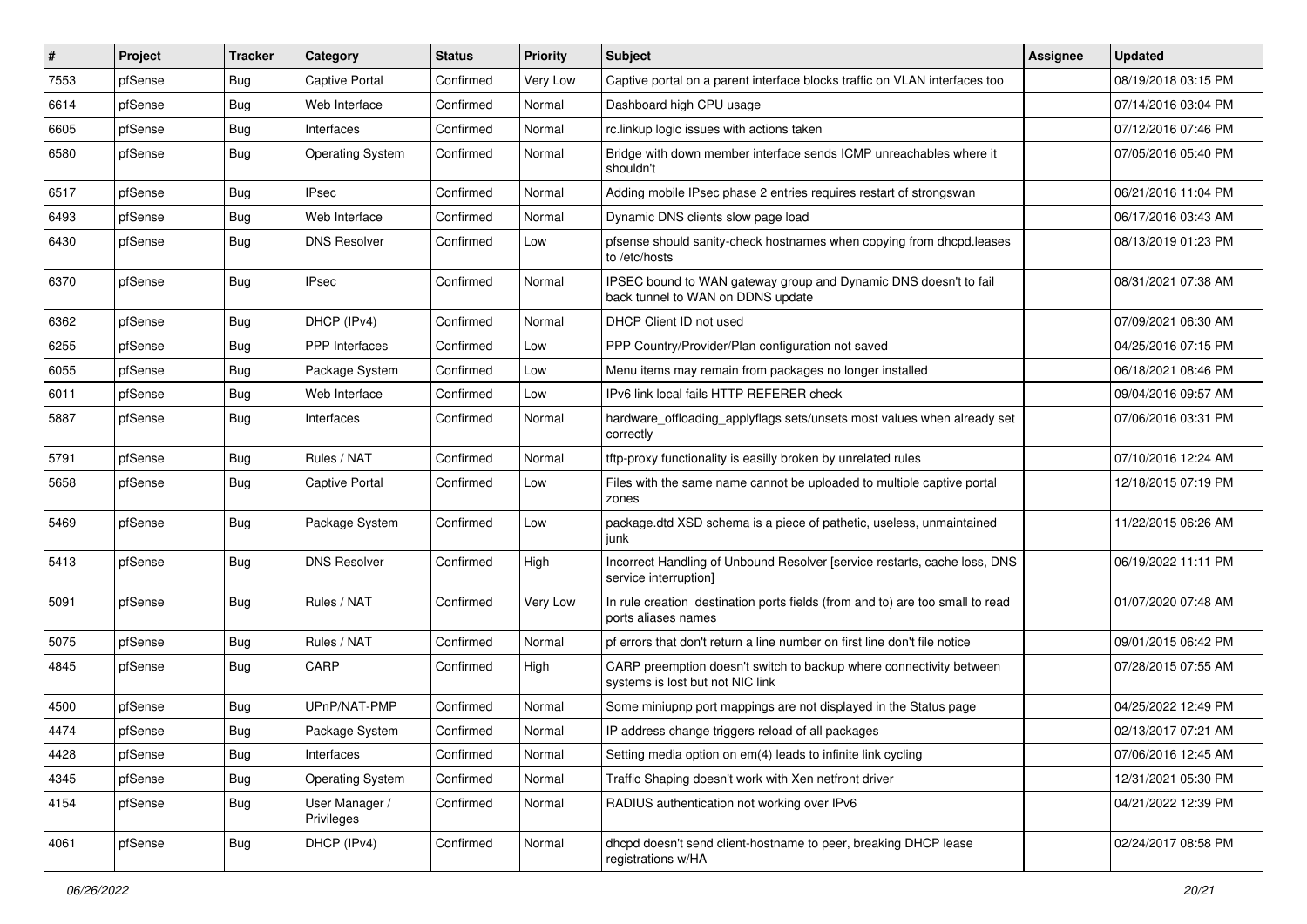| # | Project | Tracker | Category | Status | Priority | Subject | Assignee | Updated |
|---|---|---|---|---|---|---|---|---|
| 7553 | pfSense | Bug | Captive Portal | Confirmed | Very Low | Captive portal on a parent interface blocks traffic on VLAN interfaces too | | 08/19/2018 03:15 PM |
| 6614 | pfSense | Bug | Web Interface | Confirmed | Normal | Dashboard high CPU usage | | 07/14/2016 03:04 PM |
| 6605 | pfSense | Bug | Interfaces | Confirmed | Normal | rc.linkup logic issues with actions taken | | 07/12/2016 07:46 PM |
| 6580 | pfSense | Bug | Operating System | Confirmed | Normal | Bridge with down member interface sends ICMP unreachables where it shouldn't | | 07/05/2016 05:40 PM |
| 6517 | pfSense | Bug | IPsec | Confirmed | Normal | Adding mobile IPsec phase 2 entries requires restart of strongswan | | 06/21/2016 11:04 PM |
| 6493 | pfSense | Bug | Web Interface | Confirmed | Normal | Dynamic DNS clients slow page load | | 06/17/2016 03:43 AM |
| 6430 | pfSense | Bug | DNS Resolver | Confirmed | Low | pfsense should sanity-check hostnames when copying from dhcpd.leases to /etc/hosts | | 08/13/2019 01:23 PM |
| 6370 | pfSense | Bug | IPsec | Confirmed | Normal | IPSEC bound to WAN gateway group and Dynamic DNS doesn't to fail back tunnel to WAN on DDNS update | | 08/31/2021 07:38 AM |
| 6362 | pfSense | Bug | DHCP (IPv4) | Confirmed | Normal | DHCP Client ID not used | | 07/09/2021 06:30 AM |
| 6255 | pfSense | Bug | PPP Interfaces | Confirmed | Low | PPP Country/Provider/Plan configuration not saved | | 04/25/2016 07:15 PM |
| 6055 | pfSense | Bug | Package System | Confirmed | Low | Menu items may remain from packages no longer installed | | 06/18/2021 08:46 PM |
| 6011 | pfSense | Bug | Web Interface | Confirmed | Low | IPv6 link local fails HTTP REFERER check | | 09/04/2016 09:57 AM |
| 5887 | pfSense | Bug | Interfaces | Confirmed | Normal | hardware_offloading_applyflags sets/unsets most values when already set correctly | | 07/06/2016 03:31 PM |
| 5791 | pfSense | Bug | Rules / NAT | Confirmed | Normal | tftp-proxy functionality is easilly broken by unrelated rules | | 07/10/2016 12:24 AM |
| 5658 | pfSense | Bug | Captive Portal | Confirmed | Low | Files with the same name cannot be uploaded to multiple captive portal zones | | 12/18/2015 07:19 PM |
| 5469 | pfSense | Bug | Package System | Confirmed | Low | package.dtd XSD schema is a piece of pathetic, useless, unmaintained junk | | 11/22/2015 06:26 AM |
| 5413 | pfSense | Bug | DNS Resolver | Confirmed | High | Incorrect Handling of Unbound Resolver [service restarts, cache loss, DNS service interruption] | | 06/19/2022 11:11 PM |
| 5091 | pfSense | Bug | Rules / NAT | Confirmed | Very Low | In rule creation destination ports fields (from and to) are too small to read ports aliases names | | 01/07/2020 07:48 AM |
| 5075 | pfSense | Bug | Rules / NAT | Confirmed | Normal | pf errors that don't return a line number on first line don't file notice | | 09/01/2015 06:42 PM |
| 4845 | pfSense | Bug | CARP | Confirmed | High | CARP preemption doesn't switch to backup where connectivity between systems is lost but not NIC link | | 07/28/2015 07:55 AM |
| 4500 | pfSense | Bug | UPnP/NAT-PMP | Confirmed | Normal | Some miniupnp port mappings are not displayed in the Status page | | 04/25/2022 12:49 PM |
| 4474 | pfSense | Bug | Package System | Confirmed | Normal | IP address change triggers reload of all packages | | 02/13/2017 07:21 AM |
| 4428 | pfSense | Bug | Interfaces | Confirmed | Normal | Setting media option on em(4) leads to infinite link cycling | | 07/06/2016 12:45 AM |
| 4345 | pfSense | Bug | Operating System | Confirmed | Normal | Traffic Shaping doesn't work with Xen netfront driver | | 12/31/2021 05:30 PM |
| 4154 | pfSense | Bug | User Manager / Privileges | Confirmed | Normal | RADIUS authentication not working over IPv6 | | 04/21/2022 12:39 PM |
| 4061 | pfSense | Bug | DHCP (IPv4) | Confirmed | Normal | dhcpd doesn't send client-hostname to peer, breaking DHCP lease registrations w/HA | | 02/24/2017 08:58 PM |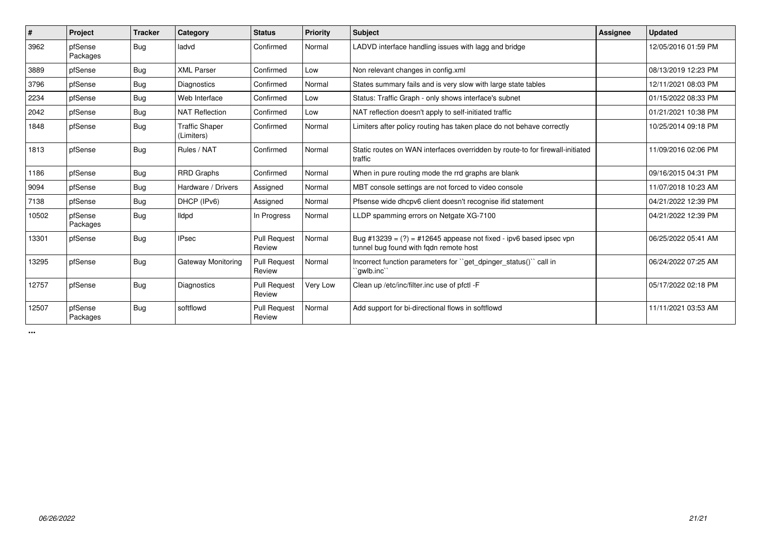| # | Project | Tracker | Category | Status | Priority | Subject | Assignee | Updated |
|---|---|---|---|---|---|---|---|---|
| 3962 | pfSense Packages | Bug | ladvd | Confirmed | Normal | LADVD interface handling issues with lagg and bridge | | 12/05/2016 01:59 PM |
| 3889 | pfSense | Bug | XML Parser | Confirmed | Low | Non relevant changes in config.xml | | 08/13/2019 12:23 PM |
| 3796 | pfSense | Bug | Diagnostics | Confirmed | Normal | States summary fails and is very slow with large state tables | | 12/11/2021 08:03 PM |
| 2234 | pfSense | Bug | Web Interface | Confirmed | Low | Status: Traffic Graph - only shows interface's subnet | | 01/15/2022 08:33 PM |
| 2042 | pfSense | Bug | NAT Reflection | Confirmed | Low | NAT reflection doesn't apply to self-initiated traffic | | 01/21/2021 10:38 PM |
| 1848 | pfSense | Bug | Traffic Shaper (Limiters) | Confirmed | Normal | Limiters after policy routing has taken place do not behave correctly | | 10/25/2014 09:18 PM |
| 1813 | pfSense | Bug | Rules / NAT | Confirmed | Normal | Static routes on WAN interfaces overridden by route-to for firewall-initiated traffic | | 11/09/2016 02:06 PM |
| 1186 | pfSense | Bug | RRD Graphs | Confirmed | Normal | When in pure routing mode the rrd graphs are blank | | 09/16/2015 04:31 PM |
| 9094 | pfSense | Bug | Hardware / Drivers | Assigned | Normal | MBT console settings are not forced to video console | | 11/07/2018 10:23 AM |
| 7138 | pfSense | Bug | DHCP (IPv6) | Assigned | Normal | Pfsense wide dhcpv6 client doesn't recognise ifid statement | | 04/21/2022 12:39 PM |
| 10502 | pfSense Packages | Bug | lldpd | In Progress | Normal | LLDP spamming errors on Netgate XG-7100 | | 04/21/2022 12:39 PM |
| 13301 | pfSense | Bug | IPsec | Pull Request Review | Normal | Bug #13239 = (?) = #12645 appease not fixed - ipv6 based ipsec vpn tunnel bug found with fqdn remote host | | 06/25/2022 05:41 AM |
| 13295 | pfSense | Bug | Gateway Monitoring | Pull Request Review | Normal | Incorrect function parameters for ``get_dpinger_status()`` call in ``gwlb.inc`` | | 06/24/2022 07:25 AM |
| 12757 | pfSense | Bug | Diagnostics | Pull Request Review | Very Low | Clean up /etc/inc/filter.inc use of pfctl -F | | 05/17/2022 02:18 PM |
| 12507 | pfSense Packages | Bug | softflowd | Pull Request Review | Normal | Add support for bi-directional flows in softflowd | | 11/11/2021 03:53 AM |

...